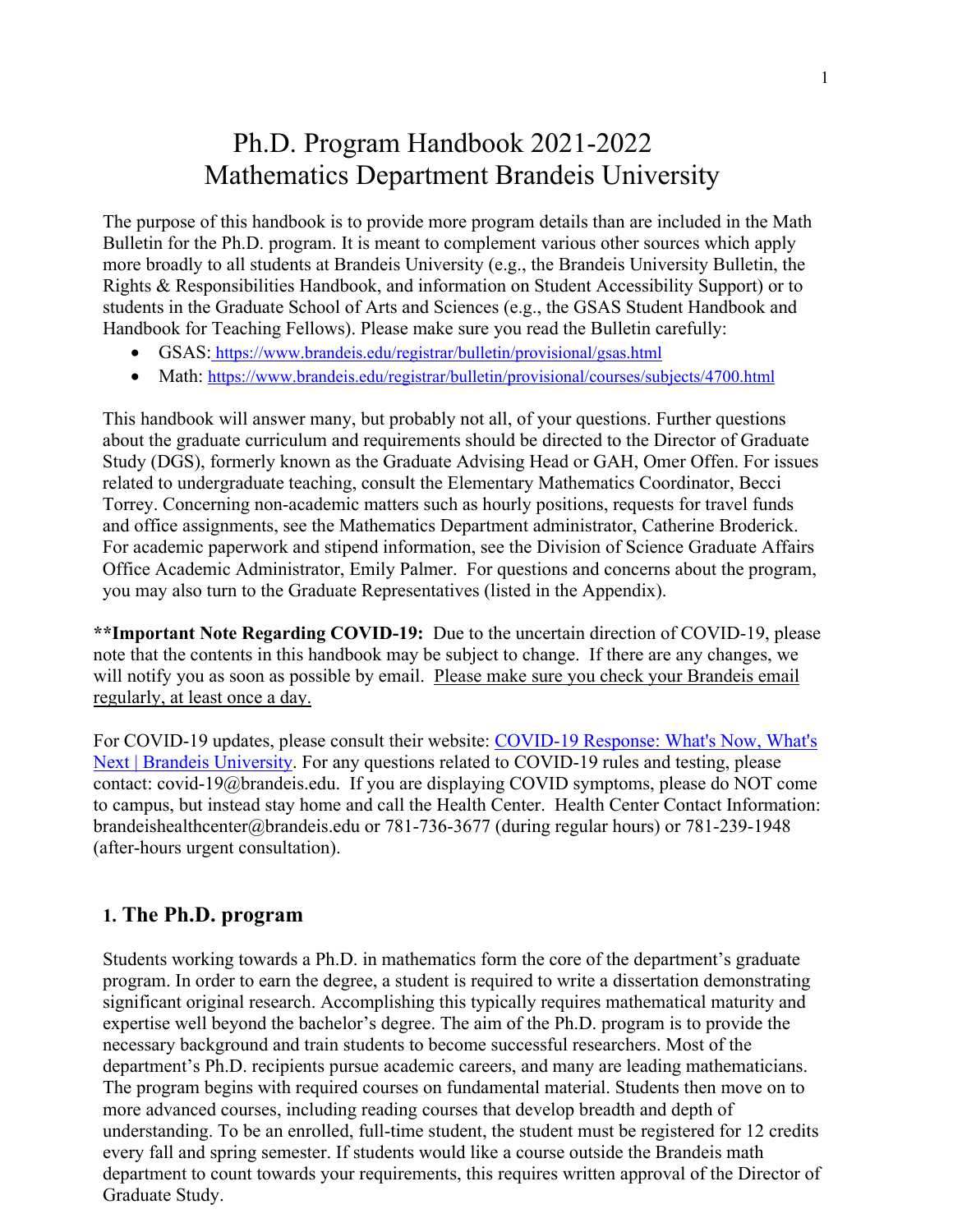# Ph.D. Program Handbook 2021-2022
# Mathematics Department Brandeis University

The purpose of this handbook is to provide more program details than are included in the Math Bulletin for the Ph.D. program. It is meant to complement various other sources which apply more broadly to all students at Brandeis University (e.g., the Brandeis University Bulletin, the Rights & Responsibilities Handbook, and information on Student Accessibility Support) or to students in the Graduate School of Arts and Sciences (e.g., the GSAS Student Handbook and Handbook for Teaching Fellows). Please make sure you read the Bulletin carefully:

- GSAS: https://www.brandeis.edu/registrar/bulletin/provisional/gsas.html
- Math: https://www.brandeis.edu/registrar/bulletin/provisional/courses/subjects/4700.html

This handbook will answer many, but probably not all, of your questions. Further questions about the graduate curriculum and requirements should be directed to the Director of Graduate Study (DGS), formerly known as the Graduate Advising Head or GAH, Omer Offen. For issues related to undergraduate teaching, consult the Elementary Mathematics Coordinator, Becci Torrey. Concerning non-academic matters such as hourly positions, requests for travel funds and office assignments, see the Mathematics Department administrator, Catherine Broderick. For academic paperwork and stipend information, see the Division of Science Graduate Affairs Office Academic Administrator, Emily Palmer. For questions and concerns about the program, you may also turn to the Graduate Representatives (listed in the Appendix).

****Important Note Regarding COVID-19:** Due to the uncertain direction of COVID-19, please note that the contents in this handbook may be subject to change. If there are any changes, we will notify you as soon as possible by email. Please make sure you check your Brandeis email regularly, at least once a day.

For COVID-19 updates, please consult their website: COVID-19 Response: What's Now, What's Next | Brandeis University. For any questions related to COVID-19 rules and testing, please contact: covid-19@brandeis.edu. If you are displaying COVID symptoms, please do NOT come to campus, but instead stay home and call the Health Center. Health Center Contact Information: brandeishealthcenter@brandeis.edu or 781-736-3677 (during regular hours) or 781-239-1948 (after-hours urgent consultation).

## 1. The Ph.D. program

Students working towards a Ph.D. in mathematics form the core of the department's graduate program. In order to earn the degree, a student is required to write a dissertation demonstrating significant original research. Accomplishing this typically requires mathematical maturity and expertise well beyond the bachelor's degree. The aim of the Ph.D. program is to provide the necessary background and train students to become successful researchers. Most of the department's Ph.D. recipients pursue academic careers, and many are leading mathematicians. The program begins with required courses on fundamental material. Students then move on to more advanced courses, including reading courses that develop breadth and depth of understanding. To be an enrolled, full-time student, the student must be registered for 12 credits every fall and spring semester. If students would like a course outside the Brandeis math department to count towards your requirements, this requires written approval of the Director of Graduate Study.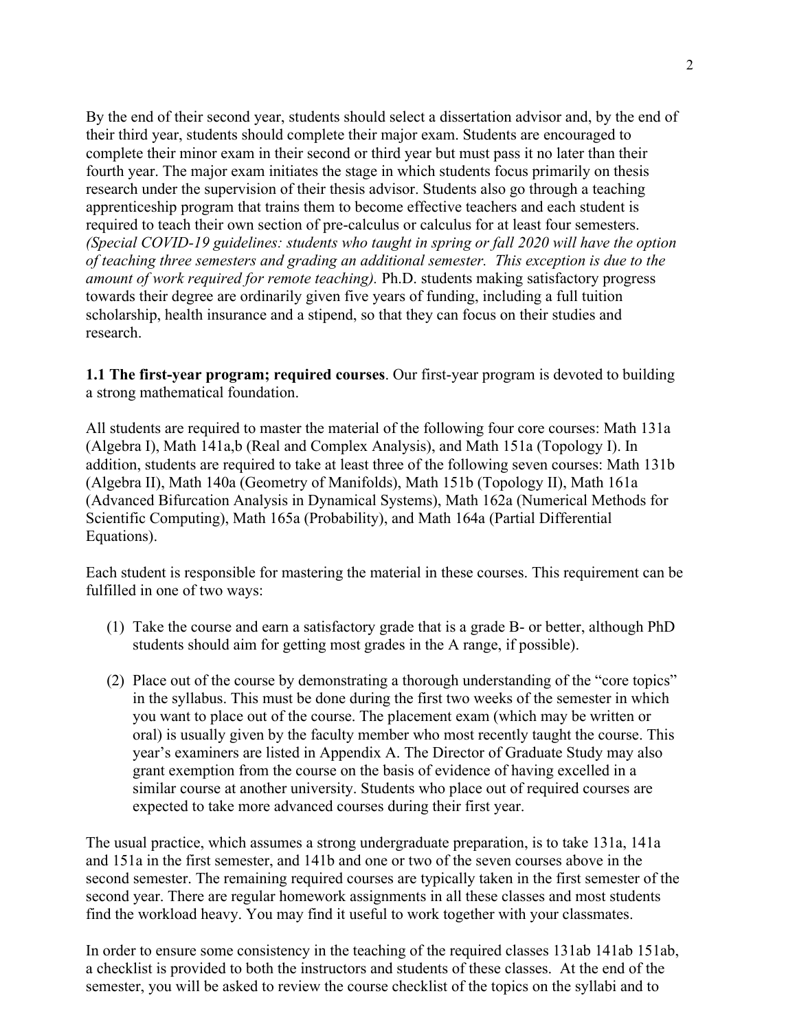By the end of their second year, students should select a dissertation advisor and, by the end of their third year, students should complete their major exam. Students are encouraged to complete their minor exam in their second or third year but must pass it no later than their fourth year. The major exam initiates the stage in which students focus primarily on thesis research under the supervision of their thesis advisor. Students also go through a teaching apprenticeship program that trains them to become effective teachers and each student is required to teach their own section of pre-calculus or calculus for at least four semesters. *(Special COVID-19 guidelines: students who taught in spring or fall 2020 will have the option of teaching three semesters and grading an additional semester. This exception is due to the amount of work required for remote teaching).* Ph.D. students making satisfactory progress towards their degree are ordinarily given five years of funding, including a full tuition scholarship, health insurance and a stipend, so that they can focus on their studies and research.

**1.1 The first-year program; required courses**. Our first-year program is devoted to building a strong mathematical foundation.

All students are required to master the material of the following four core courses: Math 131a (Algebra I), Math 141a,b (Real and Complex Analysis), and Math 151a (Topology I). In addition, students are required to take at least three of the following seven courses: Math 131b (Algebra II), Math 140a (Geometry of Manifolds), Math 151b (Topology II), Math 161a (Advanced Bifurcation Analysis in Dynamical Systems), Math 162a (Numerical Methods for Scientific Computing), Math 165a (Probability), and Math 164a (Partial Differential Equations).

Each student is responsible for mastering the material in these courses. This requirement can be fulfilled in one of two ways:

(1) Take the course and earn a satisfactory grade that is a grade B- or better, although PhD students should aim for getting most grades in the A range, if possible).

(2) Place out of the course by demonstrating a thorough understanding of the "core topics" in the syllabus. This must be done during the first two weeks of the semester in which you want to place out of the course. The placement exam (which may be written or oral) is usually given by the faculty member who most recently taught the course. This year's examiners are listed in Appendix A. The Director of Graduate Study may also grant exemption from the course on the basis of evidence of having excelled in a similar course at another university. Students who place out of required courses are expected to take more advanced courses during their first year.

The usual practice, which assumes a strong undergraduate preparation, is to take 131a, 141a and 151a in the first semester, and 141b and one or two of the seven courses above in the second semester. The remaining required courses are typically taken in the first semester of the second year. There are regular homework assignments in all these classes and most students find the workload heavy. You may find it useful to work together with your classmates.

In order to ensure some consistency in the teaching of the required classes 131ab 141ab 151ab, a checklist is provided to both the instructors and students of these classes. At the end of the semester, you will be asked to review the course checklist of the topics on the syllabi and to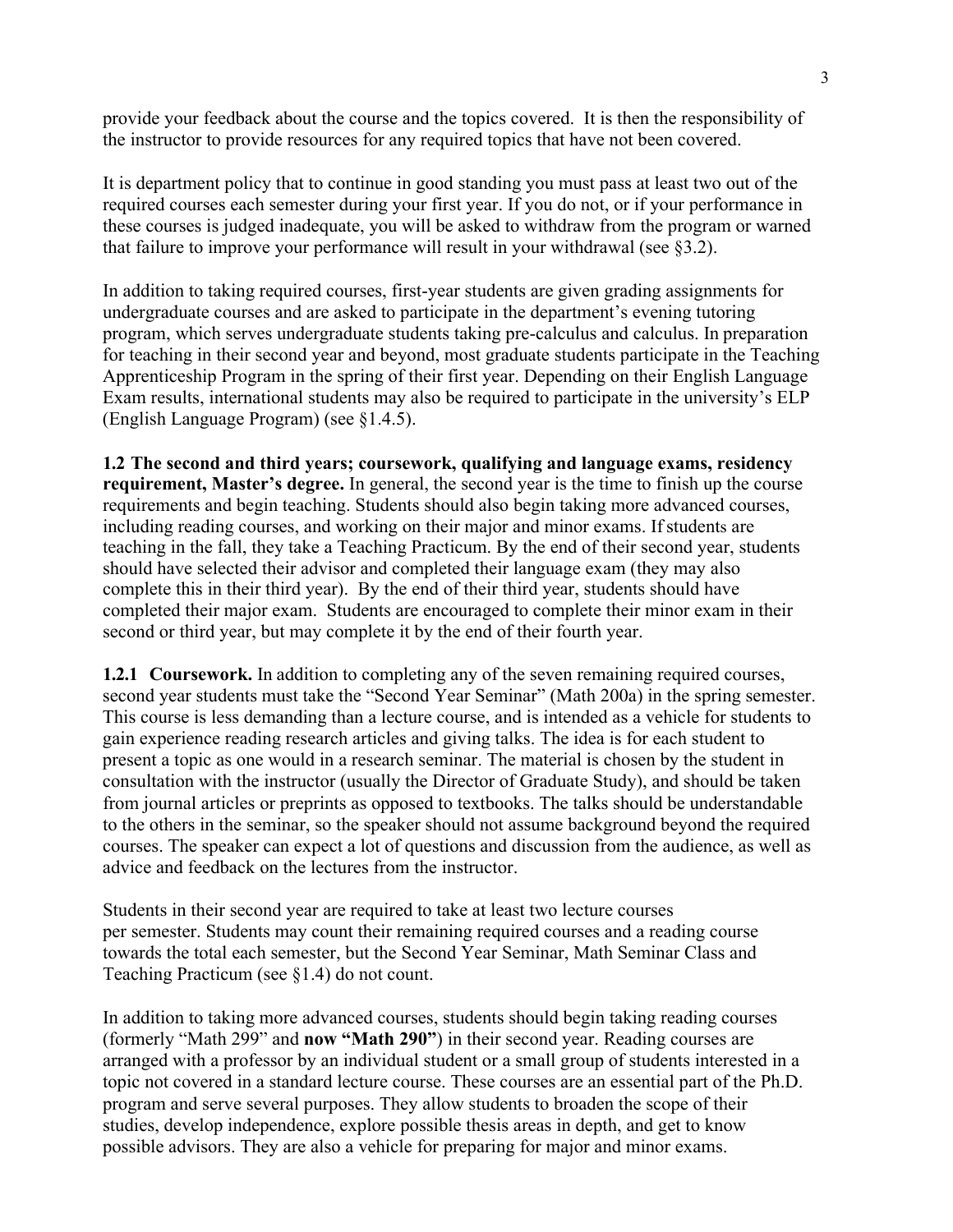provide your feedback about the course and the topics covered. It is then the responsibility of the instructor to provide resources for any required topics that have not been covered.

It is department policy that to continue in good standing you must pass at least two out of the required courses each semester during your first year. If you do not, or if your performance in these courses is judged inadequate, you will be asked to withdraw from the program or warned that failure to improve your performance will result in your withdrawal (see §3.2).

In addition to taking required courses, first-year students are given grading assignments for undergraduate courses and are asked to participate in the department's evening tutoring program, which serves undergraduate students taking pre-calculus and calculus. In preparation for teaching in their second year and beyond, most graduate students participate in the Teaching Apprenticeship Program in the spring of their first year. Depending on their English Language Exam results, international students may also be required to participate in the university's ELP (English Language Program) (see §1.4.5).

**1.2 The second and third years; coursework, qualifying and language exams, residency requirement, Master's degree.** In general, the second year is the time to finish up the course requirements and begin teaching. Students should also begin taking more advanced courses, including reading courses, and working on their major and minor exams. If students are teaching in the fall, they take a Teaching Practicum. By the end of their second year, students should have selected their advisor and completed their language exam (they may also complete this in their third year). By the end of their third year, students should have completed their major exam. Students are encouraged to complete their minor exam in their second or third year, but may complete it by the end of their fourth year.

**1.2.1 Coursework.** In addition to completing any of the seven remaining required courses, second year students must take the "Second Year Seminar" (Math 200a) in the spring semester. This course is less demanding than a lecture course, and is intended as a vehicle for students to gain experience reading research articles and giving talks. The idea is for each student to present a topic as one would in a research seminar. The material is chosen by the student in consultation with the instructor (usually the Director of Graduate Study), and should be taken from journal articles or preprints as opposed to textbooks. The talks should be understandable to the others in the seminar, so the speaker should not assume background beyond the required courses. The speaker can expect a lot of questions and discussion from the audience, as well as advice and feedback on the lectures from the instructor.

Students in their second year are required to take at least two lecture courses per semester. Students may count their remaining required courses and a reading course towards the total each semester, but the Second Year Seminar, Math Seminar Class and Teaching Practicum (see §1.4) do not count.

In addition to taking more advanced courses, students should begin taking reading courses (formerly "Math 299" and **now "Math 290"**) in their second year. Reading courses are arranged with a professor by an individual student or a small group of students interested in a topic not covered in a standard lecture course. These courses are an essential part of the Ph.D. program and serve several purposes. They allow students to broaden the scope of their studies, develop independence, explore possible thesis areas in depth, and get to know possible advisors. They are also a vehicle for preparing for major and minor exams.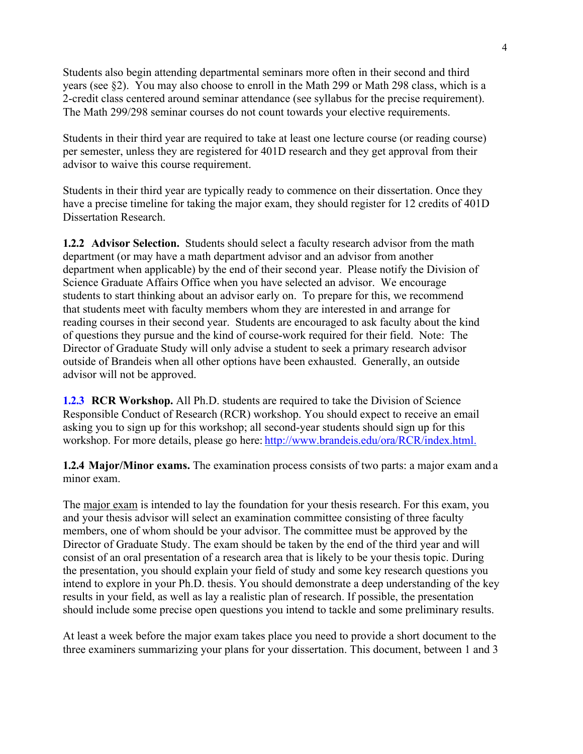Students also begin attending departmental seminars more often in their second and third years (see §2). You may also choose to enroll in the Math 299 or Math 298 class, which is a 2-credit class centered around seminar attendance (see syllabus for the precise requirement). The Math 299/298 seminar courses do not count towards your elective requirements.

Students in their third year are required to take at least one lecture course (or reading course) per semester, unless they are registered for 401D research and they get approval from their advisor to waive this course requirement.

Students in their third year are typically ready to commence on their dissertation. Once they have a precise timeline for taking the major exam, they should register for 12 credits of 401D Dissertation Research.

**1.2.2 Advisor Selection.** Students should select a faculty research advisor from the math department (or may have a math department advisor and an advisor from another department when applicable) by the end of their second year. Please notify the Division of Science Graduate Affairs Office when you have selected an advisor. We encourage students to start thinking about an advisor early on. To prepare for this, we recommend that students meet with faculty members whom they are interested in and arrange for reading courses in their second year. Students are encouraged to ask faculty about the kind of questions they pursue and the kind of course-work required for their field. Note: The Director of Graduate Study will only advise a student to seek a primary research advisor outside of Brandeis when all other options have been exhausted. Generally, an outside advisor will not be approved.

**1.2.3 RCR Workshop.** All Ph.D. students are required to take the Division of Science Responsible Conduct of Research (RCR) workshop. You should expect to receive an email asking you to sign up for this workshop; all second-year students should sign up for this workshop. For more details, please go here: [http://www.brandeis.edu/ora/RCR/index.html.](http://www.brandeis.edu/ora/RCR/index.html)

**1.2.4 Major/Minor exams.** The examination process consists of two parts: a major exam and a minor exam.

The major exam is intended to lay the foundation for your thesis research. For this exam, you and your thesis advisor will select an examination committee consisting of three faculty members, one of whom should be your advisor. The committee must be approved by the Director of Graduate Study. The exam should be taken by the end of the third year and will consist of an oral presentation of a research area that is likely to be your thesis topic. During the presentation, you should explain your field of study and some key research questions you intend to explore in your Ph.D. thesis. You should demonstrate a deep understanding of the key results in your field, as well as lay a realistic plan of research. If possible, the presentation should include some precise open questions you intend to tackle and some preliminary results.

At least a week before the major exam takes place you need to provide a short document to the three examiners summarizing your plans for your dissertation. This document, between 1 and 3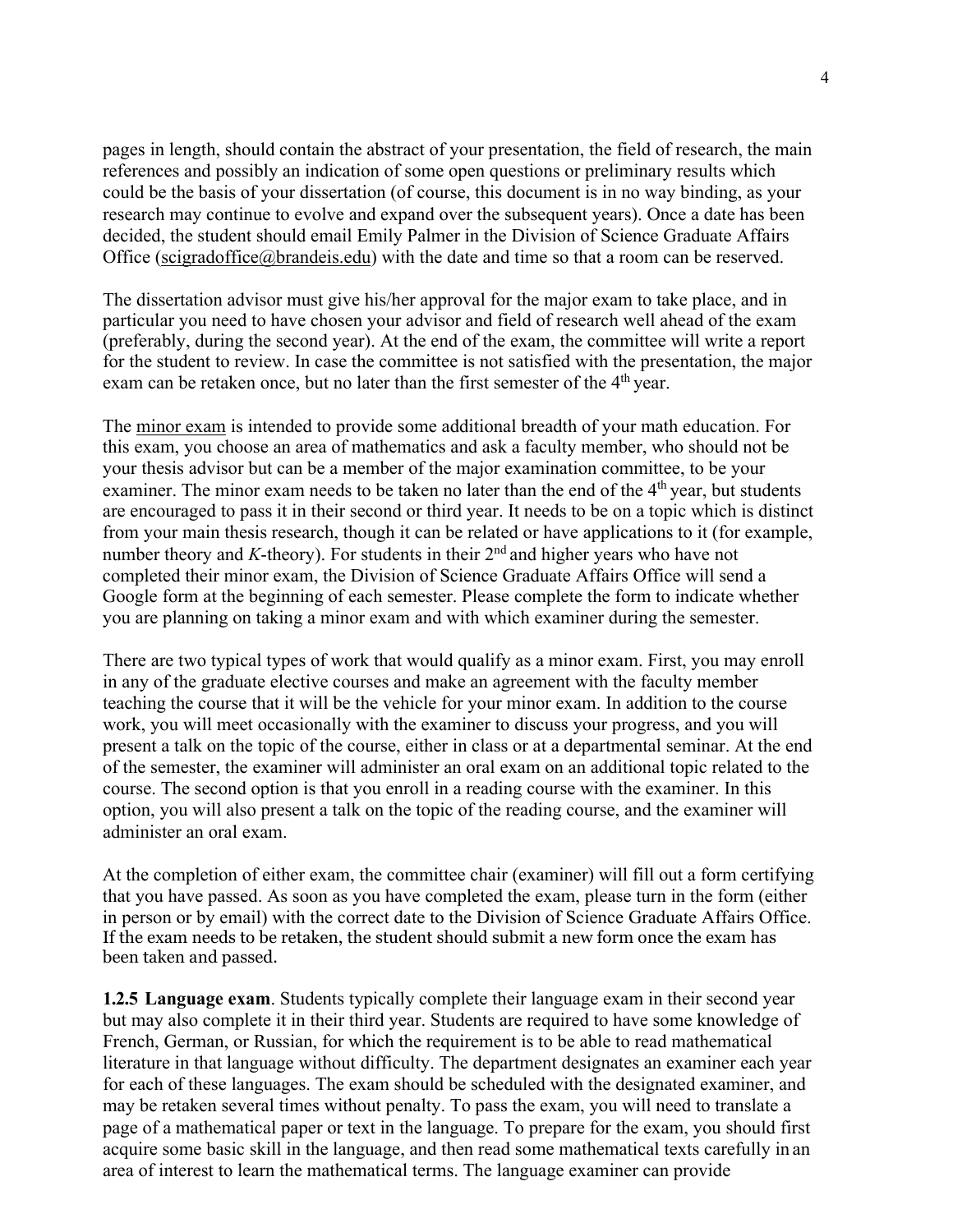pages in length, should contain the abstract of your presentation, the field of research, the main references and possibly an indication of some open questions or preliminary results which could be the basis of your dissertation (of course, this document is in no way binding, as your research may continue to evolve and expand over the subsequent years). Once a date has been decided, the student should email Emily Palmer in the Division of Science Graduate Affairs Office (scigradoffice@brandeis.edu) with the date and time so that a room can be reserved.

The dissertation advisor must give his/her approval for the major exam to take place, and in particular you need to have chosen your advisor and field of research well ahead of the exam (preferably, during the second year). At the end of the exam, the committee will write a report for the student to review. In case the committee is not satisfied with the presentation, the major exam can be retaken once, but no later than the first semester of the 4th year.

The minor exam is intended to provide some additional breadth of your math education. For this exam, you choose an area of mathematics and ask a faculty member, who should not be your thesis advisor but can be a member of the major examination committee, to be your examiner. The minor exam needs to be taken no later than the end of the 4th year, but students are encouraged to pass it in their second or third year. It needs to be on a topic which is distinct from your main thesis research, though it can be related or have applications to it (for example, number theory and *K*-theory). For students in their 2nd and higher years who have not completed their minor exam, the Division of Science Graduate Affairs Office will send a Google form at the beginning of each semester. Please complete the form to indicate whether you are planning on taking a minor exam and with which examiner during the semester.

There are two typical types of work that would qualify as a minor exam. First, you may enroll in any of the graduate elective courses and make an agreement with the faculty member teaching the course that it will be the vehicle for your minor exam. In addition to the course work, you will meet occasionally with the examiner to discuss your progress, and you will present a talk on the topic of the course, either in class or at a departmental seminar. At the end of the semester, the examiner will administer an oral exam on an additional topic related to the course. The second option is that you enroll in a reading course with the examiner. In this option, you will also present a talk on the topic of the reading course, and the examiner will administer an oral exam.

At the completion of either exam, the committee chair (examiner) will fill out a form certifying that you have passed. As soon as you have completed the exam, please turn in the form (either in person or by email) with the correct date to the Division of Science Graduate Affairs Office. If the exam needs to be retaken, the student should submit a new form once the exam has been taken and passed.

**1.2.5 Language exam**. Students typically complete their language exam in their second year but may also complete it in their third year. Students are required to have some knowledge of French, German, or Russian, for which the requirement is to be able to read mathematical literature in that language without difficulty. The department designates an examiner each year for each of these languages. The exam should be scheduled with the designated examiner, and may be retaken several times without penalty. To pass the exam, you will need to translate a page of a mathematical paper or text in the language. To prepare for the exam, you should first acquire some basic skill in the language, and then read some mathematical texts carefully in an area of interest to learn the mathematical terms. The language examiner can provide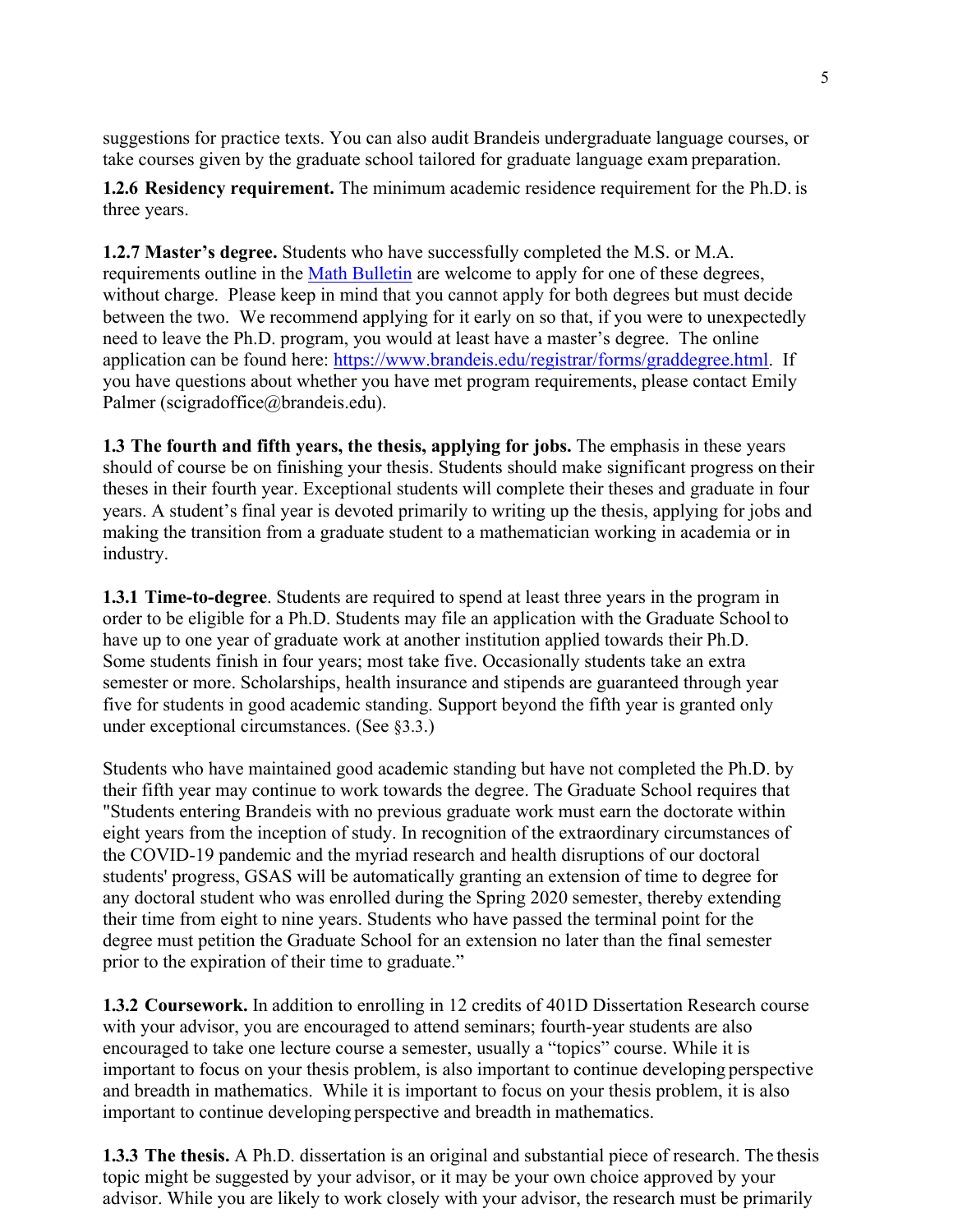suggestions for practice texts. You can also audit Brandeis undergraduate language courses, or take courses given by the graduate school tailored for graduate language exam preparation.

**1.2.6 Residency requirement.** The minimum academic residence requirement for the Ph.D. is three years.

**1.2.7 Master's degree.** Students who have successfully completed the M.S. or M.A. requirements outline in the [Math Bulletin](Math Bulletin) are welcome to apply for one of these degrees, without charge. Please keep in mind that you cannot apply for both degrees but must decide between the two. We recommend applying for it early on so that, if you were to unexpectedly need to leave the Ph.D. program, you would at least have a master's degree. The online application can be found here: https://www.brandeis.edu/registrar/forms/graddegree.html. If you have questions about whether you have met program requirements, please contact Emily Palmer (scigradoffice@brandeis.edu).

**1.3 The fourth and fifth years, the thesis, applying for jobs.** The emphasis in these years should of course be on finishing your thesis. Students should make significant progress on their theses in their fourth year. Exceptional students will complete their theses and graduate in four years. A student's final year is devoted primarily to writing up the thesis, applying for jobs and making the transition from a graduate student to a mathematician working in academia or in industry.

**1.3.1 Time-to-degree**. Students are required to spend at least three years in the program in order to be eligible for a Ph.D. Students may file an application with the Graduate School to have up to one year of graduate work at another institution applied towards their Ph.D. Some students finish in four years; most take five. Occasionally students take an extra semester or more. Scholarships, health insurance and stipends are guaranteed through year five for students in good academic standing. Support beyond the fifth year is granted only under exceptional circumstances. (See §3.3.)

Students who have maintained good academic standing but have not completed the Ph.D. by their fifth year may continue to work towards the degree. The Graduate School requires that "Students entering Brandeis with no previous graduate work must earn the doctorate within eight years from the inception of study. In recognition of the extraordinary circumstances of the COVID-19 pandemic and the myriad research and health disruptions of our doctoral students' progress, GSAS will be automatically granting an extension of time to degree for any doctoral student who was enrolled during the Spring 2020 semester, thereby extending their time from eight to nine years. Students who have passed the terminal point for the degree must petition the Graduate School for an extension no later than the final semester prior to the expiration of their time to graduate."

**1.3.2 Coursework.** In addition to enrolling in 12 credits of 401D Dissertation Research course with your advisor, you are encouraged to attend seminars; fourth-year students are also encouraged to take one lecture course a semester, usually a "topics" course. While it is important to focus on your thesis problem, is also important to continue developing perspective and breadth in mathematics. While it is important to focus on your thesis problem, it is also important to continue developing perspective and breadth in mathematics.

**1.3.3 The thesis.** A Ph.D. dissertation is an original and substantial piece of research. The thesis topic might be suggested by your advisor, or it may be your own choice approved by your advisor. While you are likely to work closely with your advisor, the research must be primarily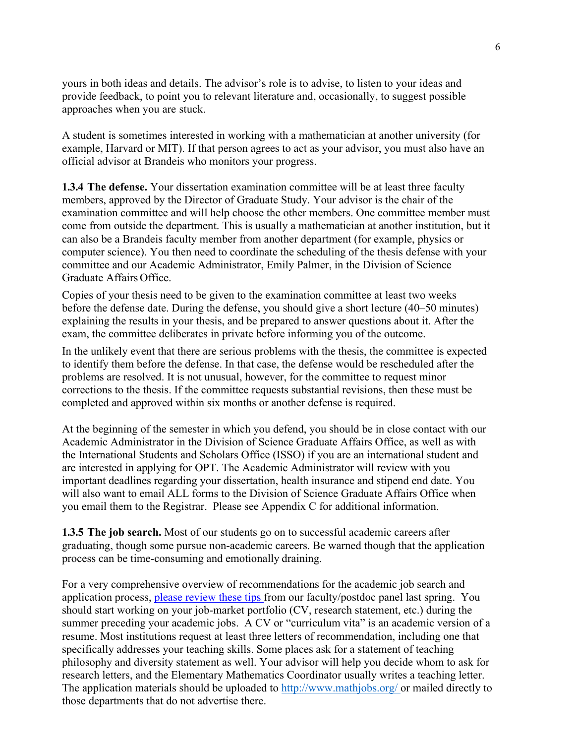yours in both ideas and details. The advisor's role is to advise, to listen to your ideas and provide feedback, to point you to relevant literature and, occasionally, to suggest possible approaches when you are stuck.

A student is sometimes interested in working with a mathematician at another university (for example, Harvard or MIT). If that person agrees to act as your advisor, you must also have an official advisor at Brandeis who monitors your progress.

**1.3.4 The defense.** Your dissertation examination committee will be at least three faculty members, approved by the Director of Graduate Study. Your advisor is the chair of the examination committee and will help choose the other members. One committee member must come from outside the department. This is usually a mathematician at another institution, but it can also be a Brandeis faculty member from another department (for example, physics or computer science). You then need to coordinate the scheduling of the thesis defense with your committee and our Academic Administrator, Emily Palmer, in the Division of Science Graduate Affairs Office.

Copies of your thesis need to be given to the examination committee at least two weeks before the defense date. During the defense, you should give a short lecture (40–50 minutes) explaining the results in your thesis, and be prepared to answer questions about it. After the exam, the committee deliberates in private before informing you of the outcome.

In the unlikely event that there are serious problems with the thesis, the committee is expected to identify them before the defense. In that case, the defense would be rescheduled after the problems are resolved. It is not unusual, however, for the committee to request minor corrections to the thesis. If the committee requests substantial revisions, then these must be completed and approved within six months or another defense is required.

At the beginning of the semester in which you defend, you should be in close contact with our Academic Administrator in the Division of Science Graduate Affairs Office, as well as with the International Students and Scholars Office (ISSO) if you are an international student and are interested in applying for OPT. The Academic Administrator will review with you important deadlines regarding your dissertation, health insurance and stipend end date. You will also want to email ALL forms to the Division of Science Graduate Affairs Office when you email them to the Registrar. Please see Appendix C for additional information.

**1.3.5 The job search.** Most of our students go on to successful academic careers after graduating, though some pursue non-academic careers. Be warned though that the application process can be time-consuming and emotionally draining.

For a very comprehensive overview of recommendations for the academic job search and application process, please review these tips from our faculty/postdoc panel last spring. You should start working on your job-market portfolio (CV, research statement, etc.) during the summer preceding your academic jobs. A CV or "curriculum vita" is an academic version of a resume. Most institutions request at least three letters of recommendation, including one that specifically addresses your teaching skills. Some places ask for a statement of teaching philosophy and diversity statement as well. Your advisor will help you decide whom to ask for research letters, and the Elementary Mathematics Coordinator usually writes a teaching letter. The application materials should be uploaded to http://www.mathjobs.org/ or mailed directly to those departments that do not advertise there.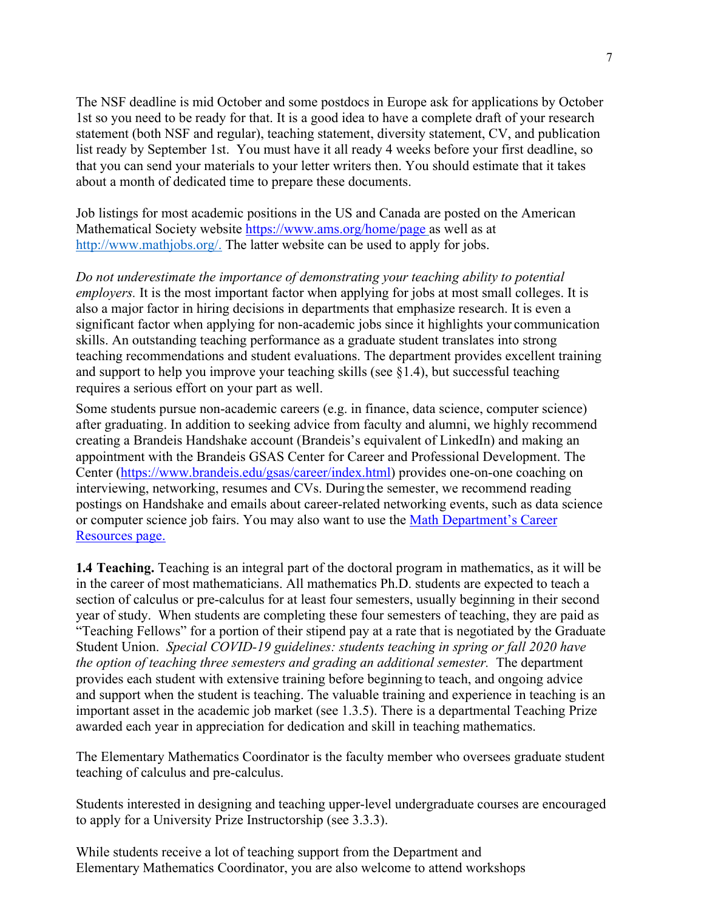The NSF deadline is mid October and some postdocs in Europe ask for applications by October 1st so you need to be ready for that. It is a good idea to have a complete draft of your research statement (both NSF and regular), teaching statement, diversity statement, CV, and publication list ready by September 1st. You must have it all ready 4 weeks before your first deadline, so that you can send your materials to your letter writers then. You should estimate that it takes about a month of dedicated time to prepare these documents.

Job listings for most academic positions in the US and Canada are posted on the American Mathematical Society website https://www.ams.org/home/page as well as at http://www.mathjobs.org/. The latter website can be used to apply for jobs.

*Do not underestimate the importance of demonstrating your teaching ability to potential employers.* It is the most important factor when applying for jobs at most small colleges. It is also a major factor in hiring decisions in departments that emphasize research. It is even a significant factor when applying for non-academic jobs since it highlights your communication skills. An outstanding teaching performance as a graduate student translates into strong teaching recommendations and student evaluations. The department provides excellent training and support to help you improve your teaching skills (see §1.4), but successful teaching requires a serious effort on your part as well.

Some students pursue non-academic careers (e.g. in finance, data science, computer science) after graduating. In addition to seeking advice from faculty and alumni, we highly recommend creating a Brandeis Handshake account (Brandeis's equivalent of LinkedIn) and making an appointment with the Brandeis GSAS Center for Career and Professional Development. The Center (https://www.brandeis.edu/gsas/career/index.html) provides one-on-one coaching on interviewing, networking, resumes and CVs. During the semester, we recommend reading postings on Handshake and emails about career-related networking events, such as data science or computer science job fairs. You may also want to use the Math Department's Career Resources page.

**1.4 Teaching.** Teaching is an integral part of the doctoral program in mathematics, as it will be in the career of most mathematicians. All mathematics Ph.D. students are expected to teach a section of calculus or pre-calculus for at least four semesters, usually beginning in their second year of study. When students are completing these four semesters of teaching, they are paid as "Teaching Fellows" for a portion of their stipend pay at a rate that is negotiated by the Graduate Student Union. *Special COVID-19 guidelines: students teaching in spring or fall 2020 have the option of teaching three semesters and grading an additional semester.* The department provides each student with extensive training before beginning to teach, and ongoing advice and support when the student is teaching. The valuable training and experience in teaching is an important asset in the academic job market (see 1.3.5). There is a departmental Teaching Prize awarded each year in appreciation for dedication and skill in teaching mathematics.

The Elementary Mathematics Coordinator is the faculty member who oversees graduate student teaching of calculus and pre-calculus.

Students interested in designing and teaching upper-level undergraduate courses are encouraged to apply for a University Prize Instructorship (see 3.3.3).

While students receive a lot of teaching support from the Department and Elementary Mathematics Coordinator, you are also welcome to attend workshops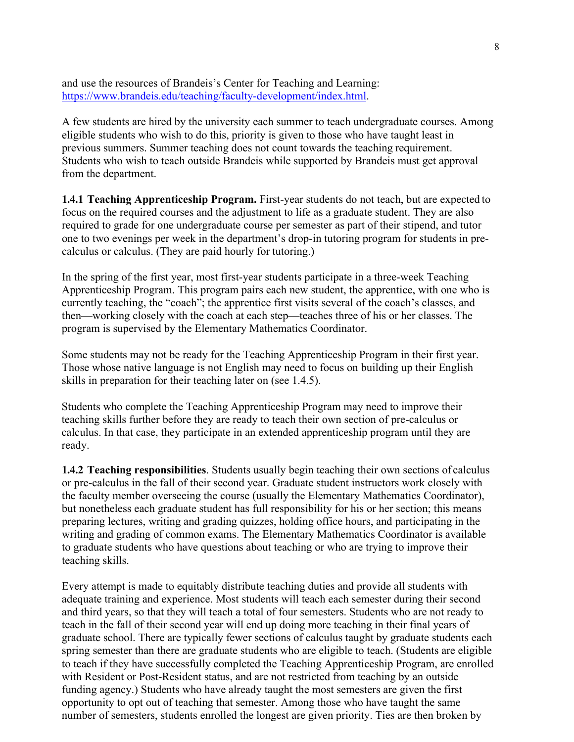and use the resources of Brandeis's Center for Teaching and Learning: [https://www.brandeis.edu/teaching/faculty-development/index.html](https://www.brandeis.edu/teaching/faculty-development/index.html).

A few students are hired by the university each summer to teach undergraduate courses. Among eligible students who wish to do this, priority is given to those who have taught least in previous summers. Summer teaching does not count towards the teaching requirement. Students who wish to teach outside Brandeis while supported by Brandeis must get approval from the department.

**1.4.1 Teaching Apprenticeship Program.** First-year students do not teach, but are expected to focus on the required courses and the adjustment to life as a graduate student. They are also required to grade for one undergraduate course per semester as part of their stipend, and tutor one to two evenings per week in the department's drop-in tutoring program for students in pre-calculus or calculus. (They are paid hourly for tutoring.)

In the spring of the first year, most first-year students participate in a three-week Teaching Apprenticeship Program. This program pairs each new student, the apprentice, with one who is currently teaching, the "coach"; the apprentice first visits several of the coach's classes, and then—working closely with the coach at each step—teaches three of his or her classes. The program is supervised by the Elementary Mathematics Coordinator.

Some students may not be ready for the Teaching Apprenticeship Program in their first year. Those whose native language is not English may need to focus on building up their English skills in preparation for their teaching later on (see 1.4.5).

Students who complete the Teaching Apprenticeship Program may need to improve their teaching skills further before they are ready to teach their own section of pre-calculus or calculus. In that case, they participate in an extended apprenticeship program until they are ready.

**1.4.2 Teaching responsibilities**. Students usually begin teaching their own sections of calculus or pre-calculus in the fall of their second year. Graduate student instructors work closely with the faculty member overseeing the course (usually the Elementary Mathematics Coordinator), but nonetheless each graduate student has full responsibility for his or her section; this means preparing lectures, writing and grading quizzes, holding office hours, and participating in the writing and grading of common exams. The Elementary Mathematics Coordinator is available to graduate students who have questions about teaching or who are trying to improve their teaching skills.

Every attempt is made to equitably distribute teaching duties and provide all students with adequate training and experience. Most students will teach each semester during their second and third years, so that they will teach a total of four semesters. Students who are not ready to teach in the fall of their second year will end up doing more teaching in their final years of graduate school. There are typically fewer sections of calculus taught by graduate students each spring semester than there are graduate students who are eligible to teach. (Students are eligible to teach if they have successfully completed the Teaching Apprenticeship Program, are enrolled with Resident or Post-Resident status, and are not restricted from teaching by an outside funding agency.) Students who have already taught the most semesters are given the first opportunity to opt out of teaching that semester. Among those who have taught the same number of semesters, students enrolled the longest are given priority. Ties are then broken by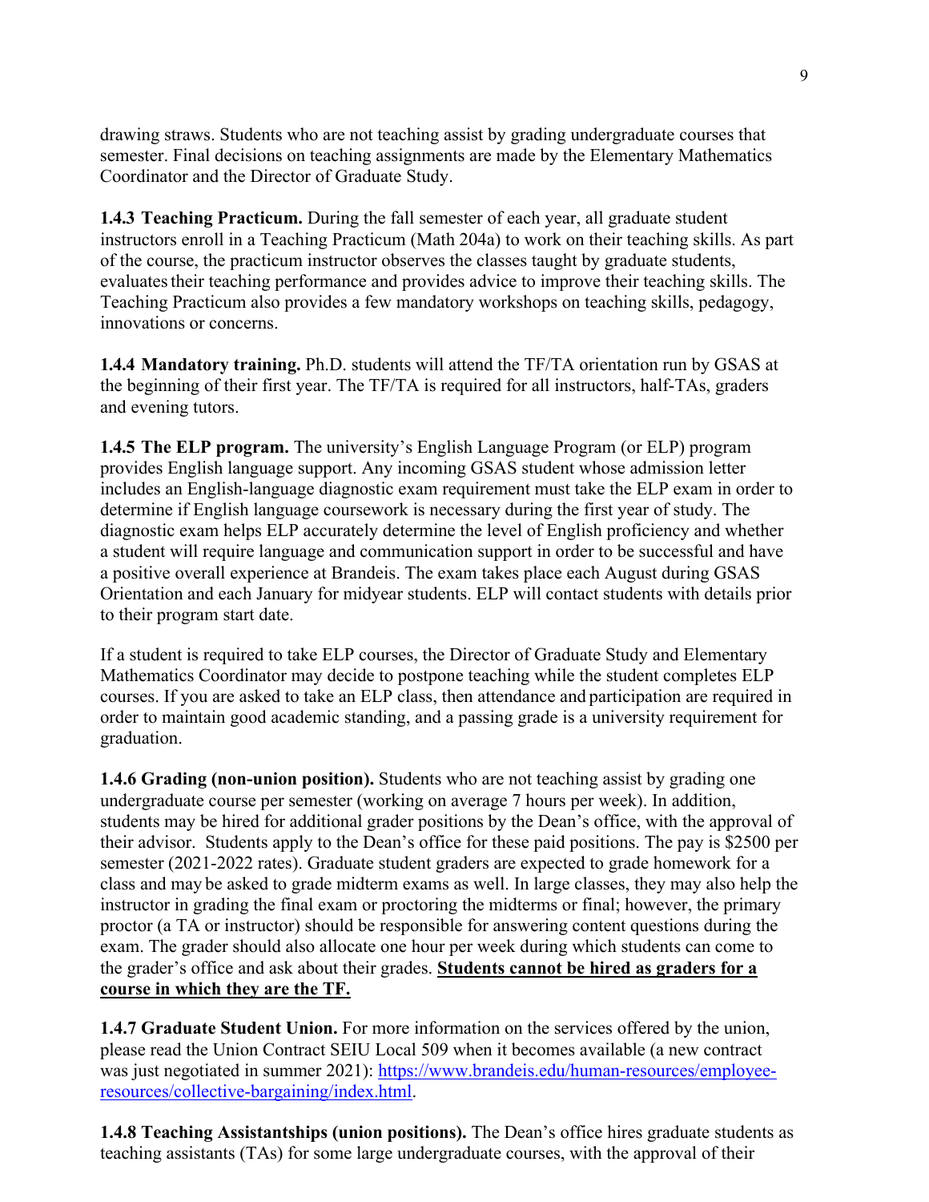drawing straws. Students who are not teaching assist by grading undergraduate courses that semester. Final decisions on teaching assignments are made by the Elementary Mathematics Coordinator and the Director of Graduate Study.

**1.4.3 Teaching Practicum.** During the fall semester of each year, all graduate student instructors enroll in a Teaching Practicum (Math 204a) to work on their teaching skills. As part of the course, the practicum instructor observes the classes taught by graduate students, evaluates their teaching performance and provides advice to improve their teaching skills. The Teaching Practicum also provides a few mandatory workshops on teaching skills, pedagogy, innovations or concerns.

**1.4.4 Mandatory training.** Ph.D. students will attend the TF/TA orientation run by GSAS at the beginning of their first year. The TF/TA is required for all instructors, half-TAs, graders and evening tutors.

**1.4.5 The ELP program.** The university's English Language Program (or ELP) program provides English language support. Any incoming GSAS student whose admission letter includes an English-language diagnostic exam requirement must take the ELP exam in order to determine if English language coursework is necessary during the first year of study. The diagnostic exam helps ELP accurately determine the level of English proficiency and whether a student will require language and communication support in order to be successful and have a positive overall experience at Brandeis. The exam takes place each August during GSAS Orientation and each January for midyear students. ELP will contact students with details prior to their program start date.

If a student is required to take ELP courses, the Director of Graduate Study and Elementary Mathematics Coordinator may decide to postpone teaching while the student completes ELP courses. If you are asked to take an ELP class, then attendance and participation are required in order to maintain good academic standing, and a passing grade is a university requirement for graduation.

**1.4.6 Grading (non-union position).** Students who are not teaching assist by grading one undergraduate course per semester (working on average 7 hours per week). In addition, students may be hired for additional grader positions by the Dean's office, with the approval of their advisor. Students apply to the Dean's office for these paid positions. The pay is $2500 per semester (2021-2022 rates). Graduate student graders are expected to grade homework for a class and may be asked to grade midterm exams as well. In large classes, they may also help the instructor in grading the final exam or proctoring the midterms or final; however, the primary proctor (a TA or instructor) should be responsible for answering content questions during the exam. The grader should also allocate one hour per week during which students can come to the grader's office and ask about their grades. **Students cannot be hired as graders for a course in which they are the TF.**

**1.4.7 Graduate Student Union.** For more information on the services offered by the union, please read the Union Contract SEIU Local 509 when it becomes available (a new contract was just negotiated in summer 2021): [https://www.brandeis.edu/human-resources/employee-resources/collective-bargaining/index.html](https://www.brandeis.edu/human-resources/employee-resources/collective-bargaining/index.html).

**1.4.8 Teaching Assistantships (union positions).** The Dean's office hires graduate students as teaching assistants (TAs) for some large undergraduate courses, with the approval of their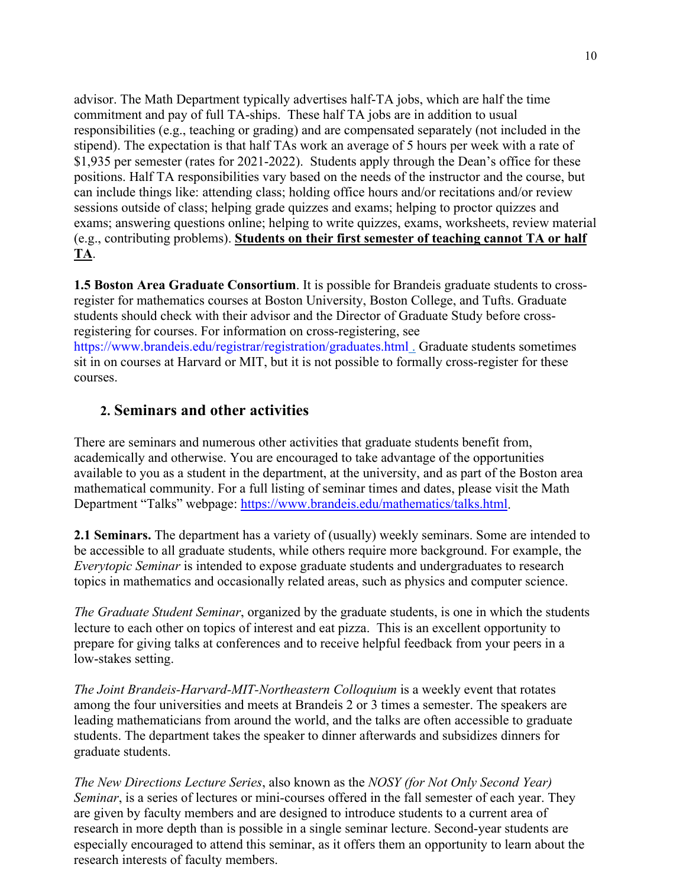advisor. The Math Department typically advertises half-TA jobs, which are half the time commitment and pay of full TA-ships. These half TA jobs are in addition to usual responsibilities (e.g., teaching or grading) and are compensated separately (not included in the stipend). The expectation is that half TAs work an average of 5 hours per week with a rate of $1,935 per semester (rates for 2021-2022). Students apply through the Dean's office for these positions. Half TA responsibilities vary based on the needs of the instructor and the course, but can include things like: attending class; holding office hours and/or recitations and/or review sessions outside of class; helping grade quizzes and exams; helping to proctor quizzes and exams; answering questions online; helping to write quizzes, exams, worksheets, review material (e.g., contributing problems). **Students on their first semester of teaching cannot TA or half TA**.

**1.5 Boston Area Graduate Consortium**. It is possible for Brandeis graduate students to cross-register for mathematics courses at Boston University, Boston College, and Tufts. Graduate students should check with their advisor and the Director of Graduate Study before cross-registering for courses. For information on cross-registering, see https://www.brandeis.edu/registrar/registration/graduates.html . Graduate students sometimes sit in on courses at Harvard or MIT, but it is not possible to formally cross-register for these courses.

## 2. Seminars and other activities

There are seminars and numerous other activities that graduate students benefit from, academically and otherwise. You are encouraged to take advantage of the opportunities available to you as a student in the department, at the university, and as part of the Boston area mathematical community. For a full listing of seminar times and dates, please visit the Math Department "Talks" webpage: https://www.brandeis.edu/mathematics/talks.html.

**2.1 Seminars.** The department has a variety of (usually) weekly seminars. Some are intended to be accessible to all graduate students, while others require more background. For example, the *Everytopic Seminar* is intended to expose graduate students and undergraduates to research topics in mathematics and occasionally related areas, such as physics and computer science.

*The Graduate Student Seminar*, organized by the graduate students, is one in which the students lecture to each other on topics of interest and eat pizza. This is an excellent opportunity to prepare for giving talks at conferences and to receive helpful feedback from your peers in a low-stakes setting.

*The Joint Brandeis-Harvard-MIT-Northeastern Colloquium* is a weekly event that rotates among the four universities and meets at Brandeis 2 or 3 times a semester. The speakers are leading mathematicians from around the world, and the talks are often accessible to graduate students. The department takes the speaker to dinner afterwards and subsidizes dinners for graduate students.

*The New Directions Lecture Series*, also known as the *NOSY (for Not Only Second Year) Seminar*, is a series of lectures or mini-courses offered in the fall semester of each year. They are given by faculty members and are designed to introduce students to a current area of research in more depth than is possible in a single seminar lecture. Second-year students are especially encouraged to attend this seminar, as it offers them an opportunity to learn about the research interests of faculty members.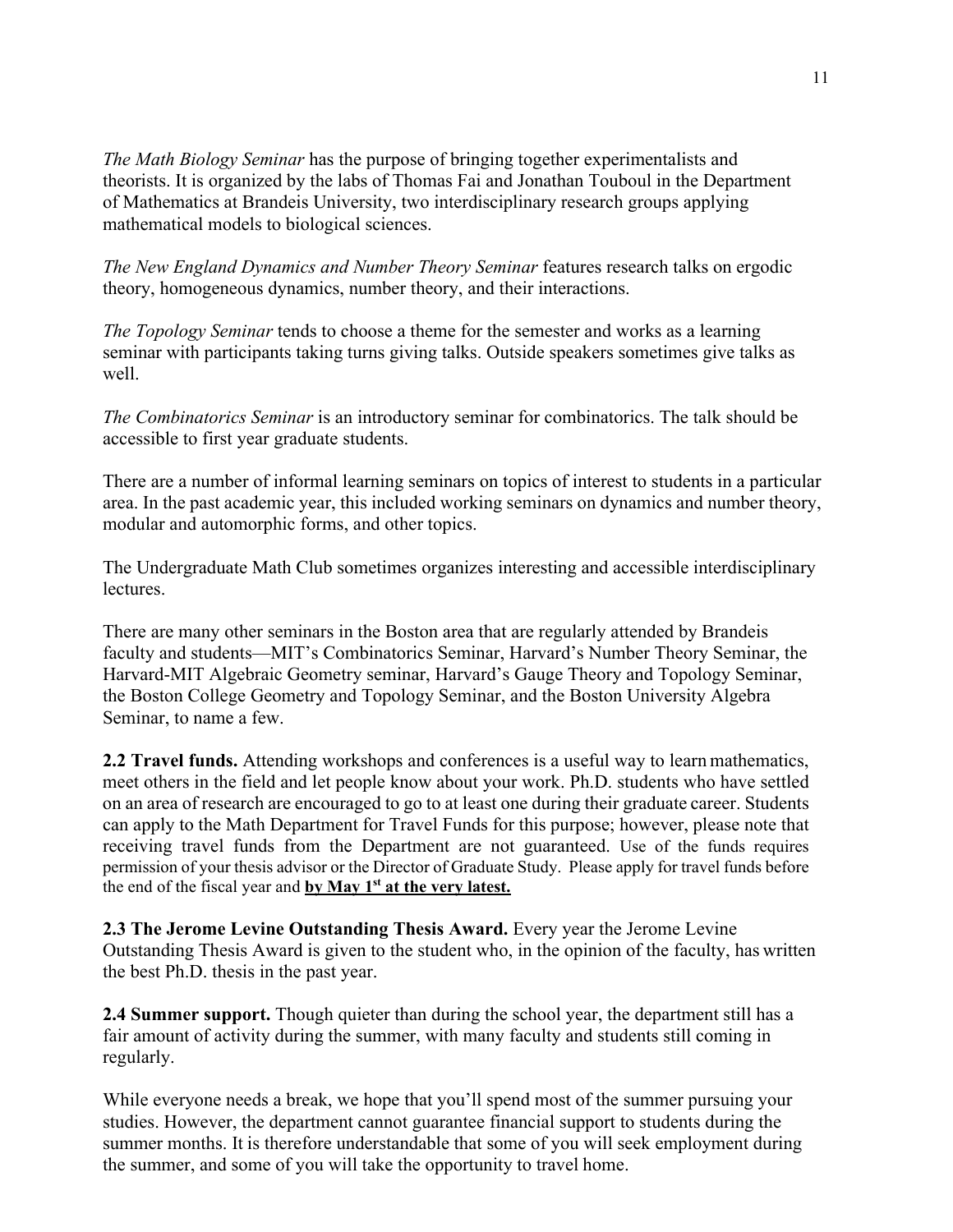*The Math Biology Seminar* has the purpose of bringing together experimentalists and theorists. It is organized by the labs of Thomas Fai and Jonathan Touboul in the Department of Mathematics at Brandeis University, two interdisciplinary research groups applying mathematical models to biological sciences.

*The New England Dynamics and Number Theory Seminar* features research talks on ergodic theory, homogeneous dynamics, number theory, and their interactions.

*The Topology Seminar* tends to choose a theme for the semester and works as a learning seminar with participants taking turns giving talks. Outside speakers sometimes give talks as well.

*The Combinatorics Seminar* is an introductory seminar for combinatorics. The talk should be accessible to first year graduate students.

There are a number of informal learning seminars on topics of interest to students in a particular area. In the past academic year, this included working seminars on dynamics and number theory, modular and automorphic forms, and other topics.

The Undergraduate Math Club sometimes organizes interesting and accessible interdisciplinary lectures.

There are many other seminars in the Boston area that are regularly attended by Brandeis faculty and students—MIT's Combinatorics Seminar, Harvard's Number Theory Seminar, the Harvard-MIT Algebraic Geometry seminar, Harvard's Gauge Theory and Topology Seminar, the Boston College Geometry and Topology Seminar, and the Boston University Algebra Seminar, to name a few.

**2.2 Travel funds.** Attending workshops and conferences is a useful way to learn mathematics, meet others in the field and let people know about your work. Ph.D. students who have settled on an area of research are encouraged to go to at least one during their graduate career. Students can apply to the Math Department for Travel Funds for this purpose; however, please note that receiving travel funds from the Department are not guaranteed. Use of the funds requires permission of your thesis advisor or the Director of Graduate Study. Please apply for travel funds before the end of the fiscal year and **by May 1st at the very latest.**

**2.3 The Jerome Levine Outstanding Thesis Award.** Every year the Jerome Levine Outstanding Thesis Award is given to the student who, in the opinion of the faculty, has written the best Ph.D. thesis in the past year.

**2.4 Summer support.** Though quieter than during the school year, the department still has a fair amount of activity during the summer, with many faculty and students still coming in regularly.

While everyone needs a break, we hope that you'll spend most of the summer pursuing your studies. However, the department cannot guarantee financial support to students during the summer months. It is therefore understandable that some of you will seek employment during the summer, and some of you will take the opportunity to travel home.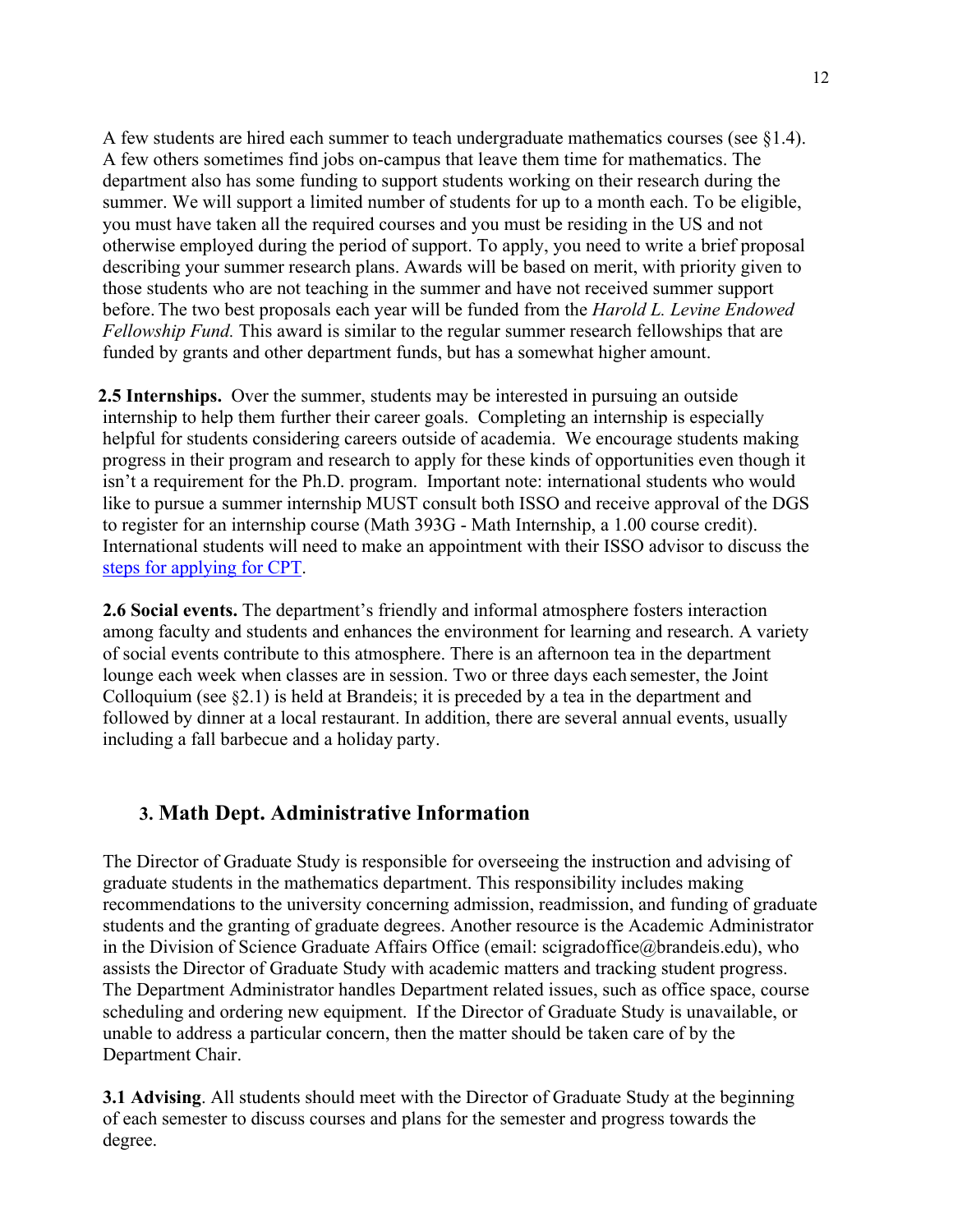A few students are hired each summer to teach undergraduate mathematics courses (see §1.4). A few others sometimes find jobs on-campus that leave them time for mathematics. The department also has some funding to support students working on their research during the summer. We will support a limited number of students for up to a month each. To be eligible, you must have taken all the required courses and you must be residing in the US and not otherwise employed during the period of support. To apply, you need to write a brief proposal describing your summer research plans. Awards will be based on merit, with priority given to those students who are not teaching in the summer and have not received summer support before. The two best proposals each year will be funded from the *Harold L. Levine Endowed Fellowship Fund.* This award is similar to the regular summer research fellowships that are funded by grants and other department funds, but has a somewhat higher amount.

**2.5 Internships.** Over the summer, students may be interested in pursuing an outside internship to help them further their career goals. Completing an internship is especially helpful for students considering careers outside of academia. We encourage students making progress in their program and research to apply for these kinds of opportunities even though it isn't a requirement for the Ph.D. program. Important note: international students who would like to pursue a summer internship MUST consult both ISSO and receive approval of the DGS to register for an internship course (Math 393G - Math Internship, a 1.00 course credit). International students will need to make an appointment with their ISSO advisor to discuss the steps for applying for CPT.

**2.6 Social events.** The department's friendly and informal atmosphere fosters interaction among faculty and students and enhances the environment for learning and research. A variety of social events contribute to this atmosphere. There is an afternoon tea in the department lounge each week when classes are in session. Two or three days each semester, the Joint Colloquium (see §2.1) is held at Brandeis; it is preceded by a tea in the department and followed by dinner at a local restaurant. In addition, there are several annual events, usually including a fall barbecue and a holiday party.

## 3. Math Dept. Administrative Information

The Director of Graduate Study is responsible for overseeing the instruction and advising of graduate students in the mathematics department. This responsibility includes making recommendations to the university concerning admission, readmission, and funding of graduate students and the granting of graduate degrees. Another resource is the Academic Administrator in the Division of Science Graduate Affairs Office (email: scigradoffice@brandeis.edu), who assists the Director of Graduate Study with academic matters and tracking student progress. The Department Administrator handles Department related issues, such as office space, course scheduling and ordering new equipment. If the Director of Graduate Study is unavailable, or unable to address a particular concern, then the matter should be taken care of by the Department Chair.

**3.1 Advising**. All students should meet with the Director of Graduate Study at the beginning of each semester to discuss courses and plans for the semester and progress towards the degree.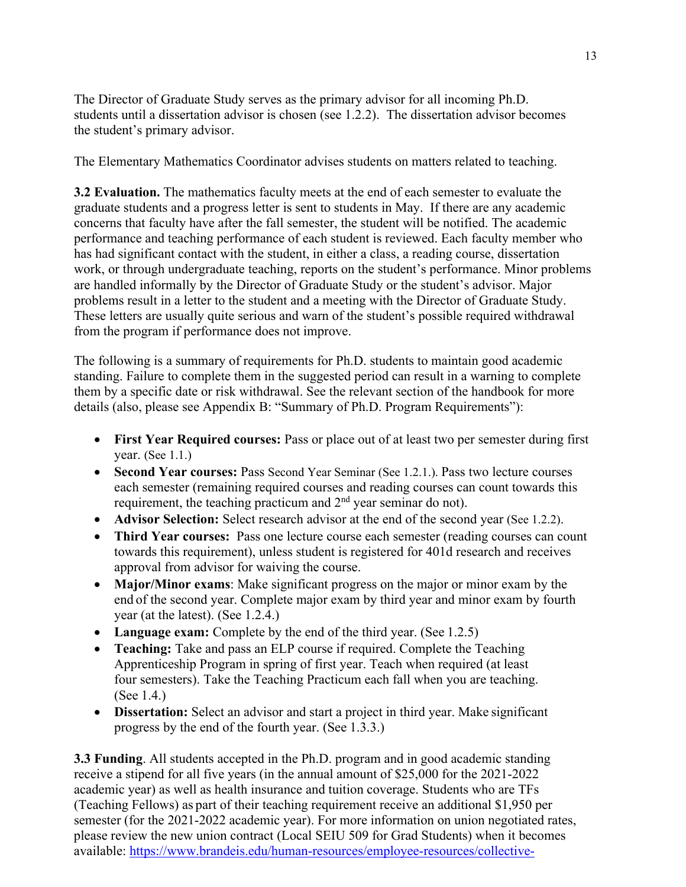The Director of Graduate Study serves as the primary advisor for all incoming Ph.D. students until a dissertation advisor is chosen (see 1.2.2). The dissertation advisor becomes the student's primary advisor.

The Elementary Mathematics Coordinator advises students on matters related to teaching.

**3.2 Evaluation.** The mathematics faculty meets at the end of each semester to evaluate the graduate students and a progress letter is sent to students in May. If there are any academic concerns that faculty have after the fall semester, the student will be notified. The academic performance and teaching performance of each student is reviewed. Each faculty member who has had significant contact with the student, in either a class, a reading course, dissertation work, or through undergraduate teaching, reports on the student's performance. Minor problems are handled informally by the Director of Graduate Study or the student's advisor. Major problems result in a letter to the student and a meeting with the Director of Graduate Study. These letters are usually quite serious and warn of the student's possible required withdrawal from the program if performance does not improve.

The following is a summary of requirements for Ph.D. students to maintain good academic standing. Failure to complete them in the suggested period can result in a warning to complete them by a specific date or risk withdrawal. See the relevant section of the handbook for more details (also, please see Appendix B: "Summary of Ph.D. Program Requirements"):

- **First Year Required courses:** Pass or place out of at least two per semester during first year. (See 1.1.)
- **Second Year courses:** Pass Second Year Seminar (See 1.2.1.). Pass two lecture courses each semester (remaining required courses and reading courses can count towards this requirement, the teaching practicum and 2nd year seminar do not).
- **Advisor Selection:** Select research advisor at the end of the second year (See 1.2.2).
- **Third Year courses:** Pass one lecture course each semester (reading courses can count towards this requirement), unless student is registered for 401d research and receives approval from advisor for waiving the course.
- **Major/Minor exams**: Make significant progress on the major or minor exam by the end of the second year. Complete major exam by third year and minor exam by fourth year (at the latest). (See 1.2.4.)
- **Language exam:** Complete by the end of the third year. (See 1.2.5)
- **Teaching:** Take and pass an ELP course if required. Complete the Teaching Apprenticeship Program in spring of first year. Teach when required (at least four semesters). Take the Teaching Practicum each fall when you are teaching. (See 1.4.)
- **Dissertation:** Select an advisor and start a project in third year. Make significant progress by the end of the fourth year. (See 1.3.3.)

**3.3 Funding**. All students accepted in the Ph.D. program and in good academic standing receive a stipend for all five years (in the annual amount of $25,000 for the 2021-2022 academic year) as well as health insurance and tuition coverage. Students who are TFs (Teaching Fellows) as part of their teaching requirement receive an additional $1,950 per semester (for the 2021-2022 academic year). For more information on union negotiated rates, please review the new union contract (Local SEIU 509 for Grad Students) when it becomes available: https://www.brandeis.edu/human-resources/employee-resources/collective-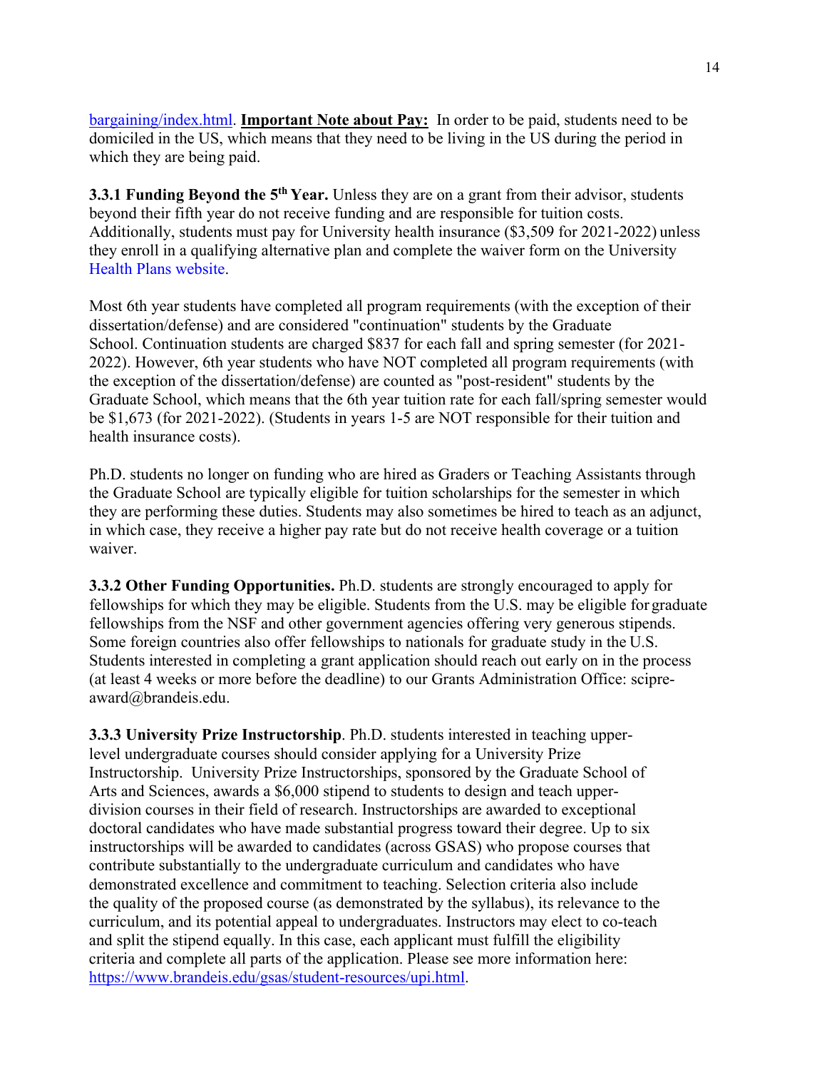bargaining/index.html. **Important Note about Pay:** In order to be paid, students need to be domiciled in the US, which means that they need to be living in the US during the period in which they are being paid.

**3.3.1 Funding Beyond the 5th Year.** Unless they are on a grant from their advisor, students beyond their fifth year do not receive funding and are responsible for tuition costs. Additionally, students must pay for University health insurance ($3,509 for 2021-2022) unless they enroll in a qualifying alternative plan and complete the waiver form on the University Health Plans website.

Most 6th year students have completed all program requirements (with the exception of their dissertation/defense) and are considered "continuation" students by the Graduate School. Continuation students are charged $837 for each fall and spring semester (for 2021-2022). However, 6th year students who have NOT completed all program requirements (with the exception of the dissertation/defense) are counted as "post-resident" students by the Graduate School, which means that the 6th year tuition rate for each fall/spring semester would be $1,673 (for 2021-2022). (Students in years 1-5 are NOT responsible for their tuition and health insurance costs).

Ph.D. students no longer on funding who are hired as Graders or Teaching Assistants through the Graduate School are typically eligible for tuition scholarships for the semester in which they are performing these duties. Students may also sometimes be hired to teach as an adjunct, in which case, they receive a higher pay rate but do not receive health coverage or a tuition waiver.

**3.3.2 Other Funding Opportunities.** Ph.D. students are strongly encouraged to apply for fellowships for which they may be eligible. Students from the U.S. may be eligible for graduate fellowships from the NSF and other government agencies offering very generous stipends. Some foreign countries also offer fellowships to nationals for graduate study in the U.S. Students interested in completing a grant application should reach out early on in the process (at least 4 weeks or more before the deadline) to our Grants Administration Office: scipre-award@brandeis.edu.

**3.3.3 University Prize Instructorship**. Ph.D. students interested in teaching upper-level undergraduate courses should consider applying for a University Prize Instructorship. University Prize Instructorships, sponsored by the Graduate School of Arts and Sciences, awards a $6,000 stipend to students to design and teach upper-division courses in their field of research. Instructorships are awarded to exceptional doctoral candidates who have made substantial progress toward their degree. Up to six instructorships will be awarded to candidates (across GSAS) who propose courses that contribute substantially to the undergraduate curriculum and candidates who have demonstrated excellence and commitment to teaching. Selection criteria also include the quality of the proposed course (as demonstrated by the syllabus), its relevance to the curriculum, and its potential appeal to undergraduates. Instructors may elect to co-teach and split the stipend equally. In this case, each applicant must fulfill the eligibility criteria and complete all parts of the application. Please see more information here: https://www.brandeis.edu/gsas/student-resources/upi.html.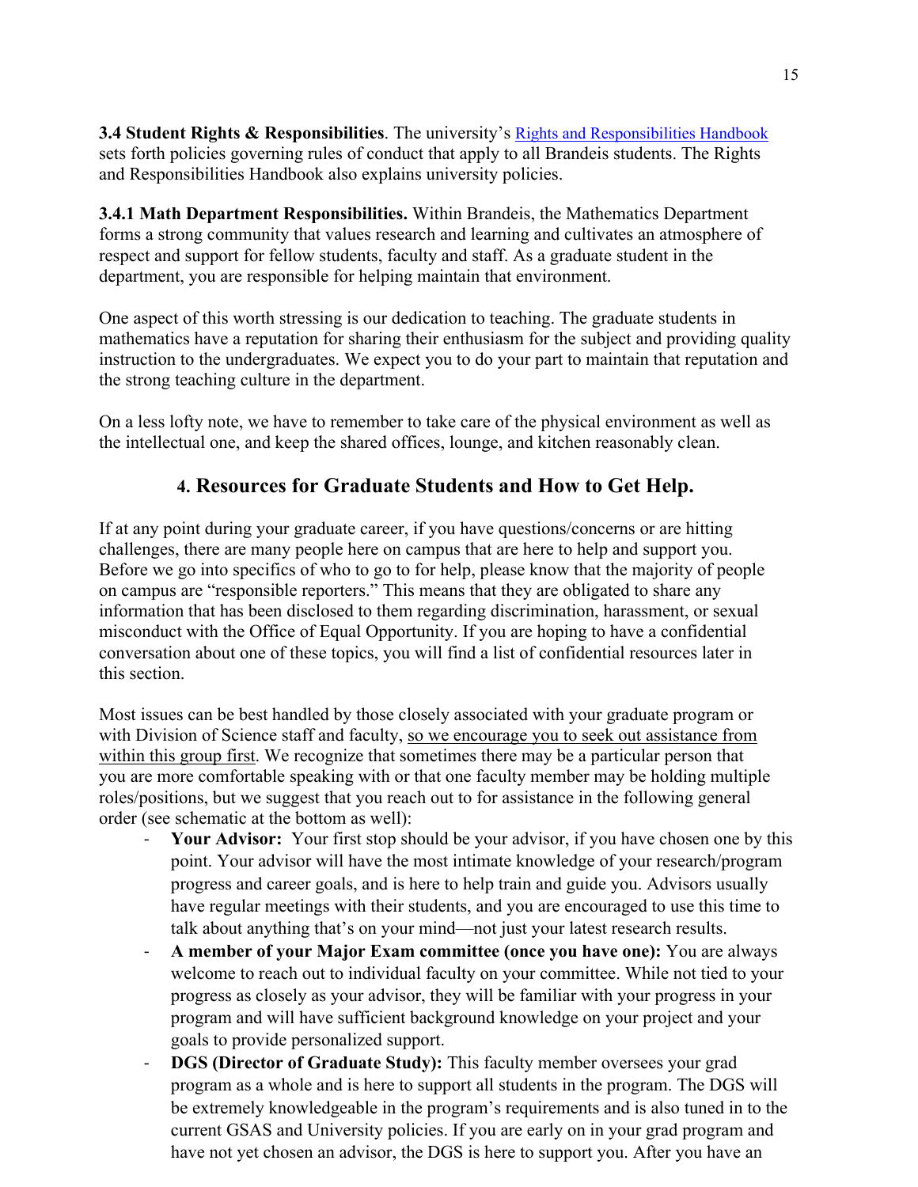**3.4 Student Rights & Responsibilities**. The university's [Rights and Responsibilities Handbook](#) sets forth policies governing rules of conduct that apply to all Brandeis students. The Rights and Responsibilities Handbook also explains university policies.

**3.4.1 Math Department Responsibilities.** Within Brandeis, the Mathematics Department forms a strong community that values research and learning and cultivates an atmosphere of respect and support for fellow students, faculty and staff. As a graduate student in the department, you are responsible for helping maintain that environment.

One aspect of this worth stressing is our dedication to teaching. The graduate students in mathematics have a reputation for sharing their enthusiasm for the subject and providing quality instruction to the undergraduates. We expect you to do your part to maintain that reputation and the strong teaching culture in the department.

On a less lofty note, we have to remember to take care of the physical environment as well as the intellectual one, and keep the shared offices, lounge, and kitchen reasonably clean.

## 4. Resources for Graduate Students and How to Get Help.

If at any point during your graduate career, if you have questions/concerns or are hitting challenges, there are many people here on campus that are here to help and support you. Before we go into specifics of who to go to for help, please know that the majority of people on campus are "responsible reporters." This means that they are obligated to share any information that has been disclosed to them regarding discrimination, harassment, or sexual misconduct with the Office of Equal Opportunity. If you are hoping to have a confidential conversation about one of these topics, you will find a list of confidential resources later in this section.

Most issues can be best handled by those closely associated with your graduate program or with Division of Science staff and faculty, <u>so we encourage you to seek out assistance from within this group first</u>. We recognize that sometimes there may be a particular person that you are more comfortable speaking with or that one faculty member may be holding multiple roles/positions, but we suggest that you reach out to for assistance in the following general order (see schematic at the bottom as well):

- **Your Advisor:** Your first stop should be your advisor, if you have chosen one by this point. Your advisor will have the most intimate knowledge of your research/program progress and career goals, and is here to help train and guide you. Advisors usually have regular meetings with their students, and you are encouraged to use this time to talk about anything that's on your mind—not just your latest research results.
- **A member of your Major Exam committee (once you have one):** You are always welcome to reach out to individual faculty on your committee. While not tied to your progress as closely as your advisor, they will be familiar with your progress in your program and will have sufficient background knowledge on your project and your goals to provide personalized support.
- **DGS (Director of Graduate Study):** This faculty member oversees your grad program as a whole and is here to support all students in the program. The DGS will be extremely knowledgeable in the program's requirements and is also tuned in to the current GSAS and University policies. If you are early on in your grad program and have not yet chosen an advisor, the DGS is here to support you. After you have an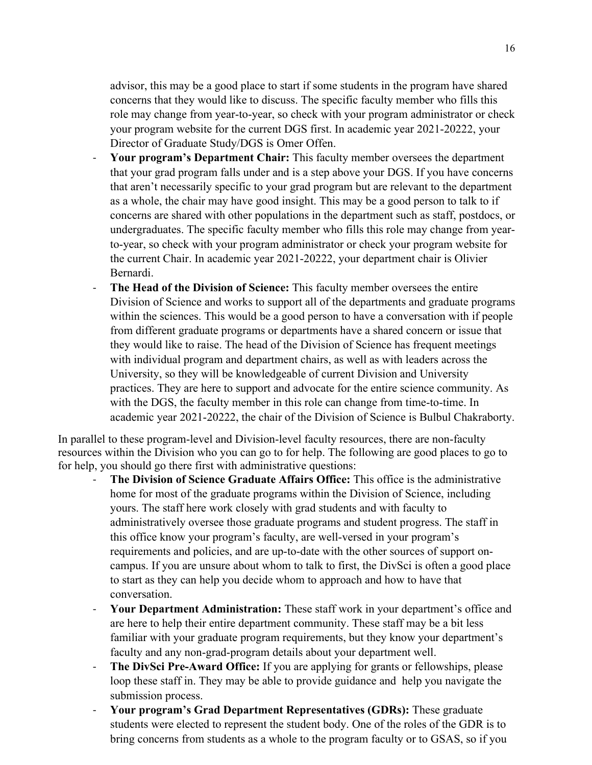advisor, this may be a good place to start if some students in the program have shared concerns that they would like to discuss. The specific faculty member who fills this role may change from year-to-year, so check with your program administrator or check your program website for the current DGS first. In academic year 2021-20222, your Director of Graduate Study/DGS is Omer Offen.

- **Your program's Department Chair:** This faculty member oversees the department that your grad program falls under and is a step above your DGS. If you have concerns that aren't necessarily specific to your grad program but are relevant to the department as a whole, the chair may have good insight. This may be a good person to talk to if concerns are shared with other populations in the department such as staff, postdocs, or undergraduates. The specific faculty member who fills this role may change from year-to-year, so check with your program administrator or check your program website for the current Chair. In academic year 2021-20222, your department chair is Olivier Bernardi.
- **The Head of the Division of Science:** This faculty member oversees the entire Division of Science and works to support all of the departments and graduate programs within the sciences. This would be a good person to have a conversation with if people from different graduate programs or departments have a shared concern or issue that they would like to raise. The head of the Division of Science has frequent meetings with individual program and department chairs, as well as with leaders across the University, so they will be knowledgeable of current Division and University practices. They are here to support and advocate for the entire science community. As with the DGS, the faculty member in this role can change from time-to-time. In academic year 2021-20222, the chair of the Division of Science is Bulbul Chakraborty.

In parallel to these program-level and Division-level faculty resources, there are non-faculty resources within the Division who you can go to for help. The following are good places to go to for help, you should go there first with administrative questions:

- **The Division of Science Graduate Affairs Office:** This office is the administrative home for most of the graduate programs within the Division of Science, including yours. The staff here work closely with grad students and with faculty to administratively oversee those graduate programs and student progress. The staff in this office know your program's faculty, are well-versed in your program's requirements and policies, and are up-to-date with the other sources of support on-campus. If you are unsure about whom to talk to first, the DivSci is often a good place to start as they can help you decide whom to approach and how to have that conversation.
- **Your Department Administration:** These staff work in your department's office and are here to help their entire department community. These staff may be a bit less familiar with your graduate program requirements, but they know your department's faculty and any non-grad-program details about your department well.
- **The DivSci Pre-Award Office:** If you are applying for grants or fellowships, please loop these staff in. They may be able to provide guidance and help you navigate the submission process.
- **Your program's Grad Department Representatives (GDRs):** These graduate students were elected to represent the student body. One of the roles of the GDR is to bring concerns from students as a whole to the program faculty or to GSAS, so if you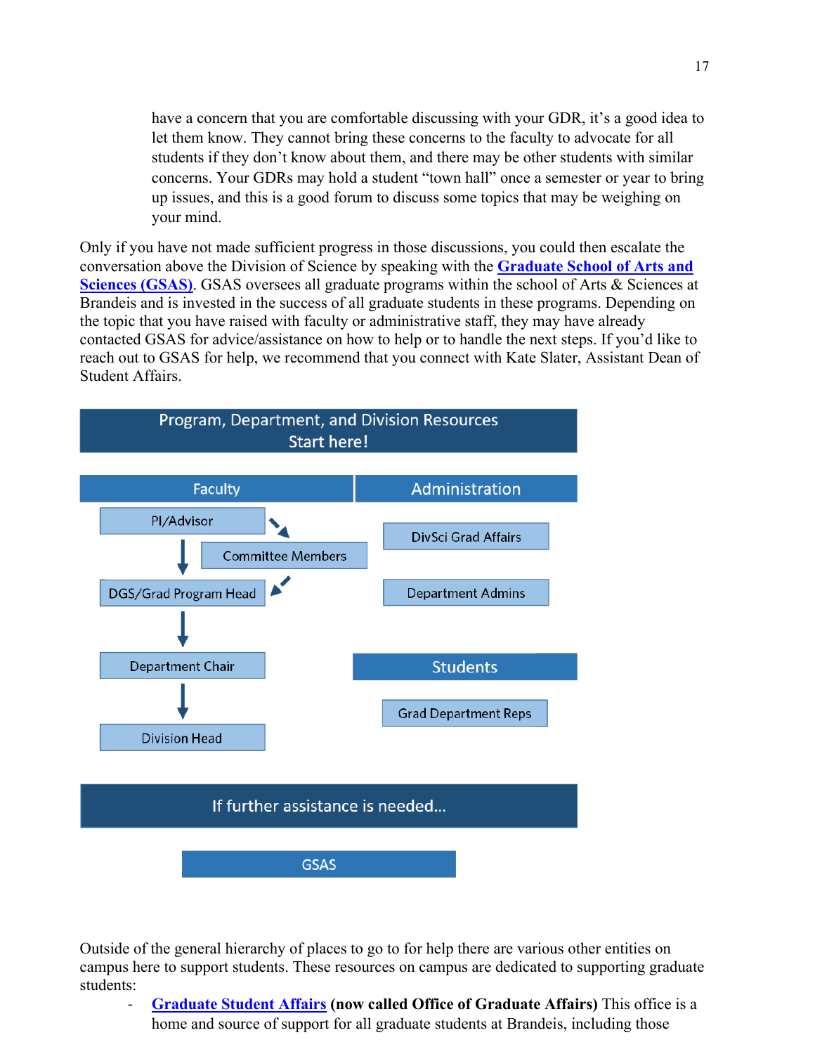have a concern that you are comfortable discussing with your GDR, it's a good idea to let them know. They cannot bring these concerns to the faculty to advocate for all students if they don't know about them, and there may be other students with similar concerns. Your GDRs may hold a student "town hall" once a semester or year to bring up issues, and this is a good forum to discuss some topics that may be weighing on your mind.

Only if you have not made sufficient progress in those discussions, you could then escalate the conversation above the Division of Science by speaking with the **Graduate School of Arts and Sciences (GSAS)**. GSAS oversees all graduate programs within the school of Arts & Sciences at Brandeis and is invested in the success of all graduate students in these programs. Depending on the topic that you have raised with faculty or administrative staff, they may have already contacted GSAS for advice/assistance on how to help or to handle the next steps. If you'd like to reach out to GSAS for help, we recommend that you connect with Kate Slater, Assistant Dean of Student Affairs.

**Program, Department, and Division Resources**
**Start here!**

**Faculty**
- PI/Advisor ↓ (also ↘ Committee Members ↙)
- Committee Members
- DGS/Grad Program Head ↓
- Department Chair ↓
- Division Head

**Administration**
- DivSci Grad Affairs
- Department Admins

**Students**
- Grad Department Reps

**If further assistance is needed...**
- GSAS

Outside of the general hierarchy of places to go to for help there are various other entities on campus here to support students. These resources on campus are dedicated to supporting graduate students:

- **Graduate Student Affairs** **(now called Office of Graduate Affairs)** This office is a home and source of support for all graduate students at Brandeis, including those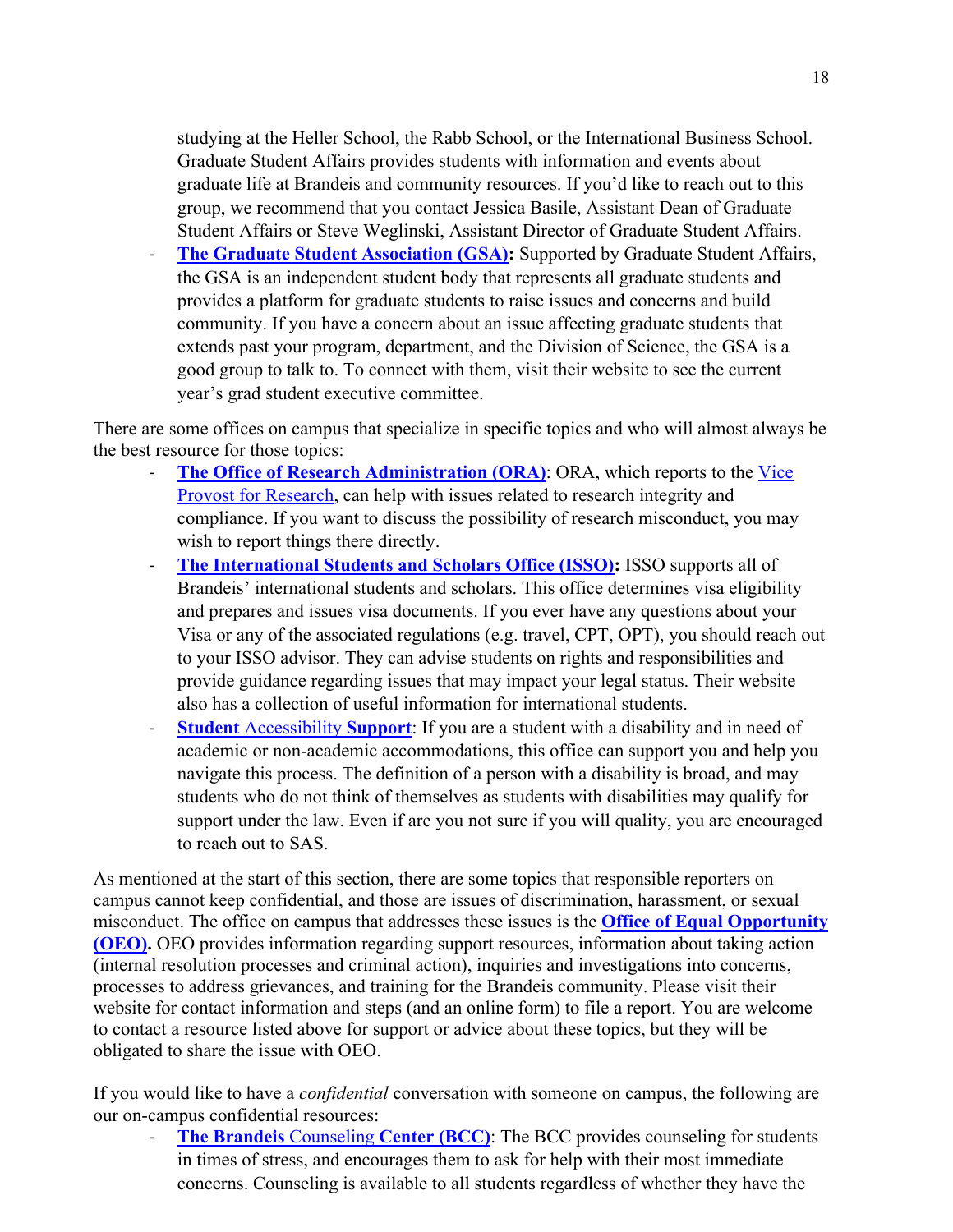studying at the Heller School, the Rabb School, or the International Business School. Graduate Student Affairs provides students with information and events about graduate life at Brandeis and community resources. If you'd like to reach out to this group, we recommend that you contact Jessica Basile, Assistant Dean of Graduate Student Affairs or Steve Weglinski, Assistant Director of Graduate Student Affairs.

- **The Graduate Student Association (GSA):** Supported by Graduate Student Affairs, the GSA is an independent student body that represents all graduate students and provides a platform for graduate students to raise issues and concerns and build community. If you have a concern about an issue affecting graduate students that extends past your program, department, and the Division of Science, the GSA is a good group to talk to. To connect with them, visit their website to see the current year's grad student executive committee.

There are some offices on campus that specialize in specific topics and who will almost always be the best resource for those topics:

- **The Office of Research Administration (ORA)**: ORA, which reports to the Vice Provost for Research, can help with issues related to research integrity and compliance. If you want to discuss the possibility of research misconduct, you may wish to report things there directly.
- **The International Students and Scholars Office (ISSO):** ISSO supports all of Brandeis' international students and scholars. This office determines visa eligibility and prepares and issues visa documents. If you ever have any questions about your Visa or any of the associated regulations (e.g. travel, CPT, OPT), you should reach out to your ISSO advisor. They can advise students on rights and responsibilities and provide guidance regarding issues that may impact your legal status. Their website also has a collection of useful information for international students.
- **Student** Accessibility **Support**: If you are a student with a disability and in need of academic or non-academic accommodations, this office can support you and help you navigate this process. The definition of a person with a disability is broad, and may students who do not think of themselves as students with disabilities may qualify for support under the law. Even if are you not sure if you will quality, you are encouraged to reach out to SAS.

As mentioned at the start of this section, there are some topics that responsible reporters on campus cannot keep confidential, and those are issues of discrimination, harassment, or sexual misconduct. The office on campus that addresses these issues is the **Office of Equal Opportunity (OEO).** OEO provides information regarding support resources, information about taking action (internal resolution processes and criminal action), inquiries and investigations into concerns, processes to address grievances, and training for the Brandeis community. Please visit their website for contact information and steps (and an online form) to file a report. You are welcome to contact a resource listed above for support or advice about these topics, but they will be obligated to share the issue with OEO.

If you would like to have a *confidential* conversation with someone on campus, the following are our on-campus confidential resources:

- **The Brandeis** Counseling **Center (BCC)**: The BCC provides counseling for students in times of stress, and encourages them to ask for help with their most immediate concerns. Counseling is available to all students regardless of whether they have the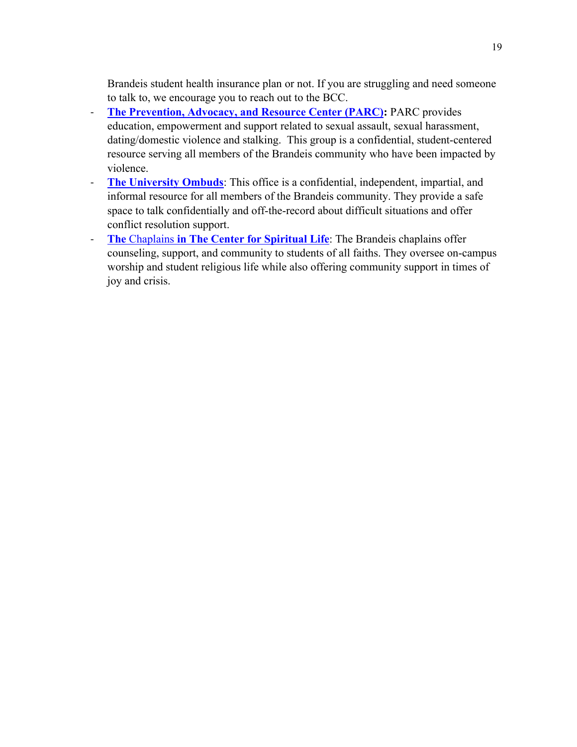Brandeis student health insurance plan or not. If you are struggling and need someone to talk to, we encourage you to reach out to the BCC.

- **The Prevention, Advocacy, and Resource Center (PARC):** PARC provides education, empowerment and support related to sexual assault, sexual harassment, dating/domestic violence and stalking. This group is a confidential, student-centered resource serving all members of the Brandeis community who have been impacted by violence.
- **The University Ombuds**: This office is a confidential, independent, impartial, and informal resource for all members of the Brandeis community. They provide a safe space to talk confidentially and off-the-record about difficult situations and offer conflict resolution support.
- **The** Chaplains **in The Center for Spiritual Life**: The Brandeis chaplains offer counseling, support, and community to students of all faiths. They oversee on-campus worship and student religious life while also offering community support in times of joy and crisis.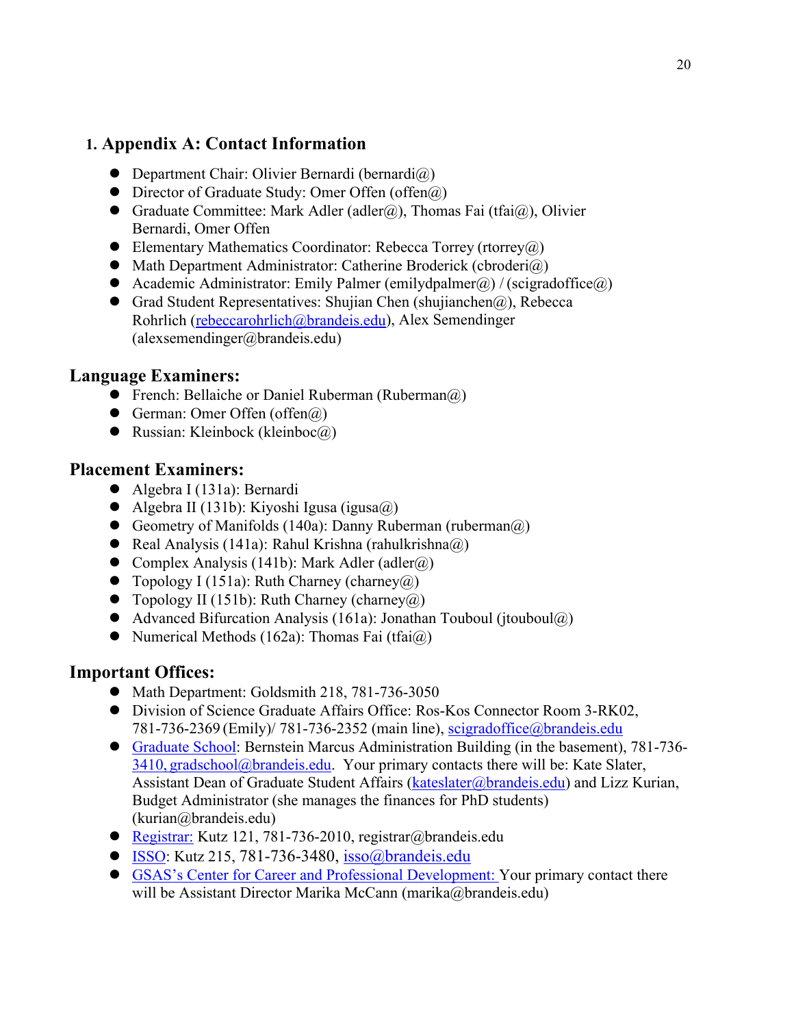## 1. Appendix A: Contact Information

- Department Chair: Olivier Bernardi (bernardi@)
- Director of Graduate Study: Omer Offen (offen@)
- Graduate Committee: Mark Adler (adler@), Thomas Fai (tfai@), Olivier Bernardi, Omer Offen
- Elementary Mathematics Coordinator: Rebecca Torrey (rtorrey@)
- Math Department Administrator: Catherine Broderick (cbroderi@)
- Academic Administrator: Emily Palmer (emilydpalmer@) / (scigradoffice@)
- Grad Student Representatives: Shujian Chen (shujianchen@), Rebecca Rohrlich (rebeccarohrlich@brandeis.edu), Alex Semendinger (alexsemendinger@brandeis.edu)

### Language Examiners:

- French: Bellaiche or Daniel Ruberman (Ruberman@)
- German: Omer Offen (offen@)
- Russian: Kleinbock (kleinboc@)

### Placement Examiners:

- Algebra I (131a): Bernardi
- Algebra II (131b): Kiyoshi Igusa (igusa@)
- Geometry of Manifolds (140a): Danny Ruberman (ruberman@)
- Real Analysis (141a): Rahul Krishna (rahulkrishna@)
- Complex Analysis (141b): Mark Adler (adler@)
- Topology I (151a): Ruth Charney (charney@)
- Topology II (151b): Ruth Charney (charney@)
- Advanced Bifurcation Analysis (161a): Jonathan Touboul (jtouboul@)
- Numerical Methods (162a): Thomas Fai (tfai@)

### Important Offices:

- Math Department: Goldsmith 218, 781-736-3050
- Division of Science Graduate Affairs Office: Ros-Kos Connector Room 3-RK02, 781-736-2369 (Emily)/ 781-736-2352 (main line), scigradoffice@brandeis.edu
- Graduate School: Bernstein Marcus Administration Building (in the basement), 781-736-3410, gradschool@brandeis.edu. Your primary contacts there will be: Kate Slater, Assistant Dean of Graduate Student Affairs (kateslater@brandeis.edu) and Lizz Kurian, Budget Administrator (she manages the finances for PhD students) (kurian@brandeis.edu)
- Registrar: Kutz 121, 781-736-2010, registrar@brandeis.edu
- ISSO: Kutz 215, 781-736-3480, isso@brandeis.edu
- GSAS's Center for Career and Professional Development: Your primary contact there will be Assistant Director Marika McCann (marika@brandeis.edu)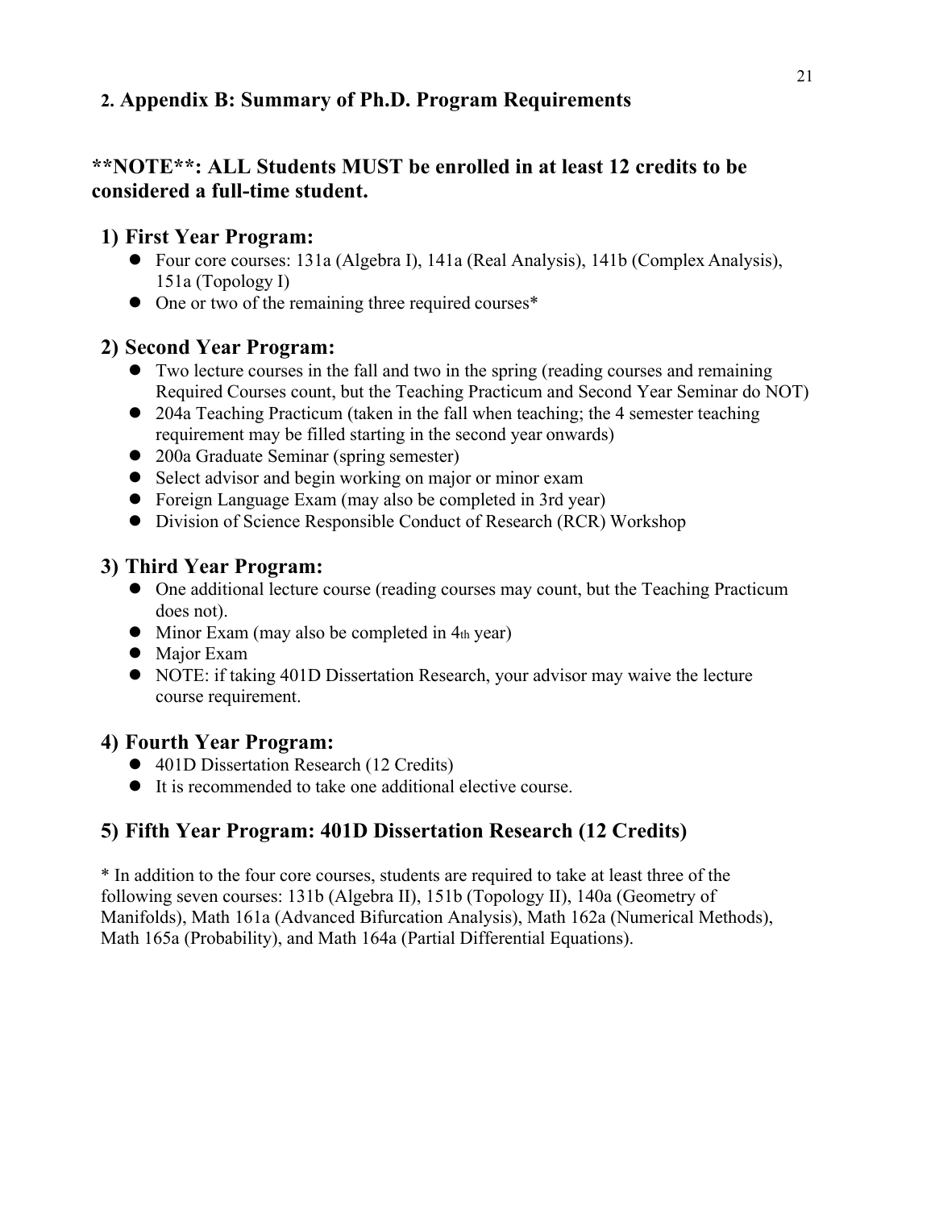## 2. Appendix B: Summary of Ph.D. Program Requirements

### **NOTE**: ALL Students MUST be enrolled in at least 12 credits to be considered a full-time student.

### 1) First Year Program:

- Four core courses: 131a (Algebra I), 141a (Real Analysis), 141b (Complex Analysis), 151a (Topology I)
- One or two of the remaining three required courses*

### 2) Second Year Program:

- Two lecture courses in the fall and two in the spring (reading courses and remaining Required Courses count, but the Teaching Practicum and Second Year Seminar do NOT)
- 204a Teaching Practicum (taken in the fall when teaching; the 4 semester teaching requirement may be filled starting in the second year onwards)
- 200a Graduate Seminar (spring semester)
- Select advisor and begin working on major or minor exam
- Foreign Language Exam (may also be completed in 3rd year)
- Division of Science Responsible Conduct of Research (RCR) Workshop

### 3) Third Year Program:

- One additional lecture course (reading courses may count, but the Teaching Practicum does not).
- Minor Exam (may also be completed in 4th year)
- Major Exam
- NOTE: if taking 401D Dissertation Research, your advisor may waive the lecture course requirement.

### 4) Fourth Year Program:

- 401D Dissertation Research (12 Credits)
- It is recommended to take one additional elective course.

### 5) Fifth Year Program: 401D Dissertation Research (12 Credits)

* In addition to the four core courses, students are required to take at least three of the following seven courses: 131b (Algebra II), 151b (Topology II), 140a (Geometry of Manifolds), Math 161a (Advanced Bifurcation Analysis), Math 162a (Numerical Methods), Math 165a (Probability), and Math 164a (Partial Differential Equations).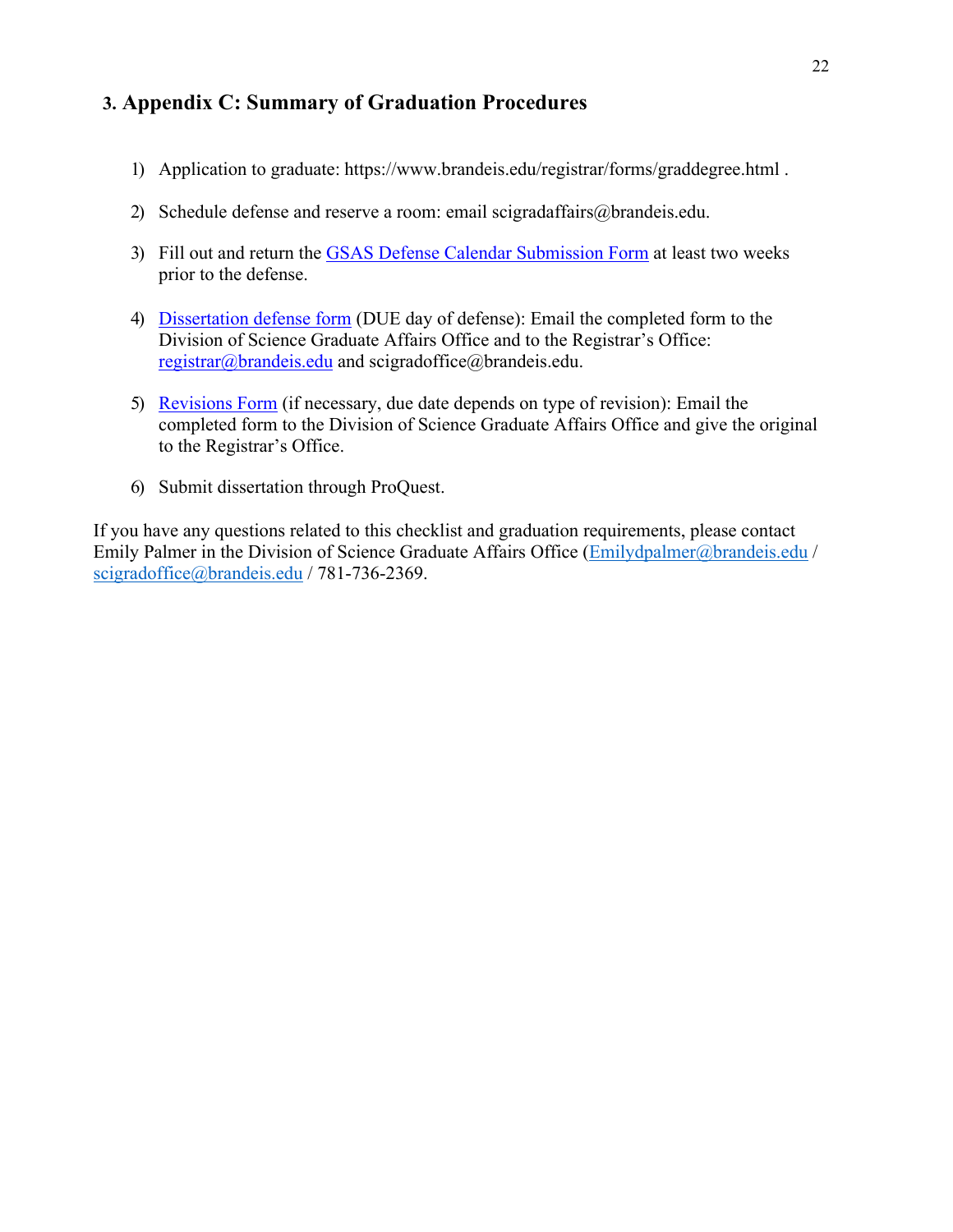## 3. Appendix C: Summary of Graduation Procedures

1) Application to graduate: https://www.brandeis.edu/registrar/forms/graddegree.html .

2) Schedule defense and reserve a room: email scigradaffairs@brandeis.edu.

3) Fill out and return the GSAS Defense Calendar Submission Form at least two weeks prior to the defense.

4) Dissertation defense form (DUE day of defense): Email the completed form to the Division of Science Graduate Affairs Office and to the Registrar's Office: registrar@brandeis.edu and scigradoffice@brandeis.edu.

5) Revisions Form (if necessary, due date depends on type of revision): Email the completed form to the Division of Science Graduate Affairs Office and give the original to the Registrar's Office.

6) Submit dissertation through ProQuest.

If you have any questions related to this checklist and graduation requirements, please contact Emily Palmer in the Division of Science Graduate Affairs Office (Emilydpalmer@brandeis.edu / scigradoffice@brandeis.edu / 781-736-2369.